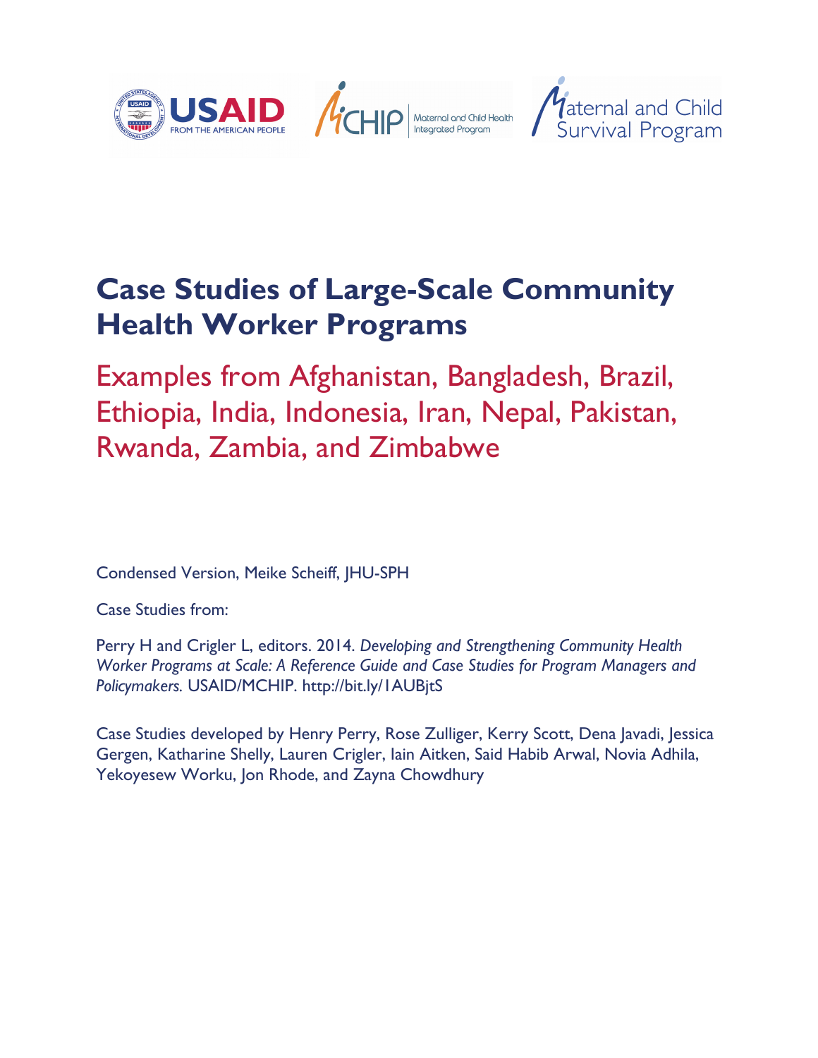USAID FROM THE AMERICAN PEOPLE | MCHIP Maternal and Child Health Integrated Program | Maternal and Child Survival Program

# Case Studies of Large-Scale Community Health Worker Programs

## Examples from Afghanistan, Bangladesh, Brazil, Ethiopia, India, Indonesia, Iran, Nepal, Pakistan, Rwanda, Zambia, and Zimbabwe

Condensed Version, Meike Scheiff, JHU-SPH

Case Studies from:

Perry H and Crigler L, editors. 2014. *Developing and Strengthening Community Health Worker Programs at Scale: A Reference Guide and Case Studies for Program Managers and Policymakers*. USAID/MCHIP. http://bit.ly/1AUBjtS

Case Studies developed by Henry Perry, Rose Zulliger, Kerry Scott, Dena Javadi, Jessica Gergen, Katharine Shelly, Lauren Crigler, Iain Aitken, Said Habib Arwal, Novia Adhila, Yekoyesew Worku, Jon Rhode, and Zayna Chowdhury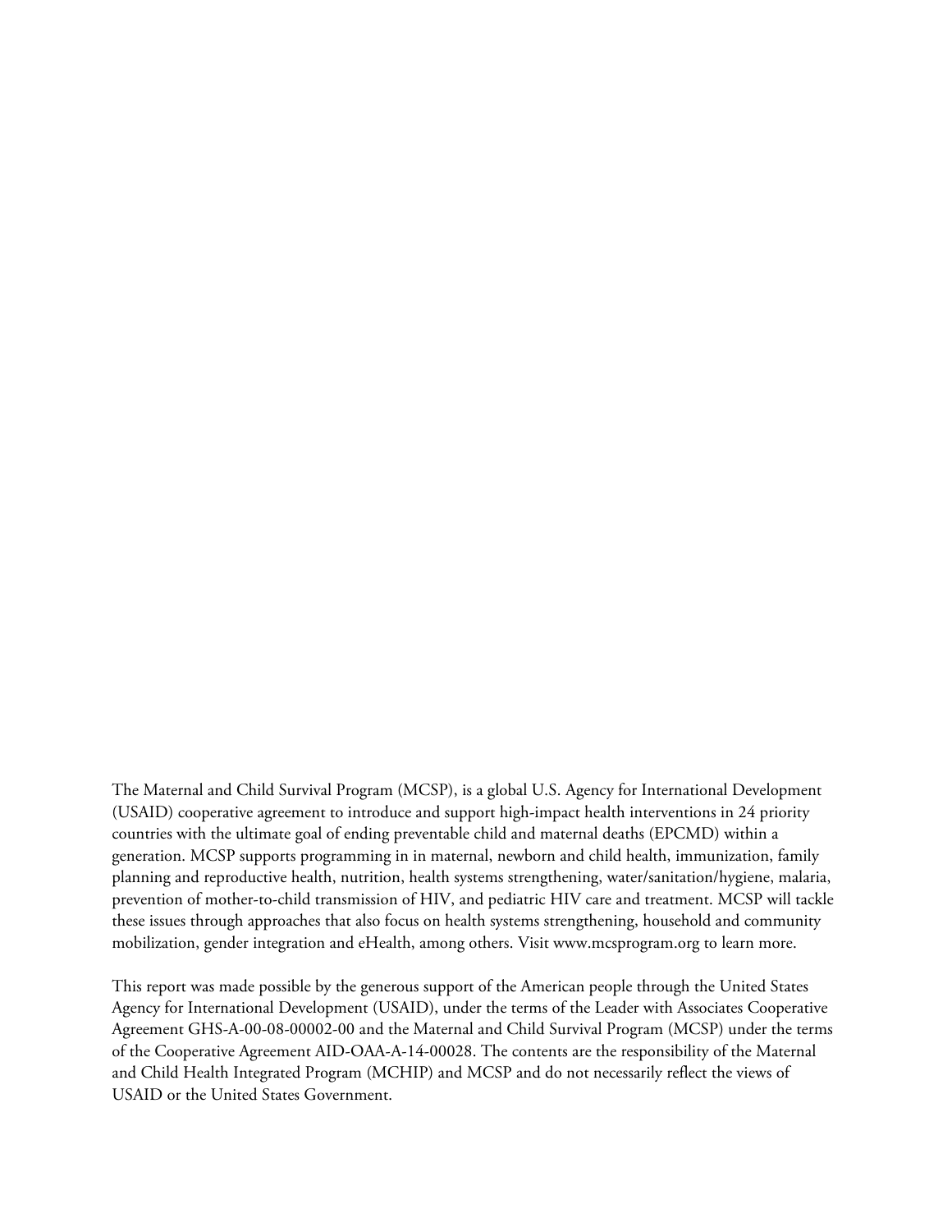The Maternal and Child Survival Program (MCSP), is a global U.S. Agency for International Development (USAID) cooperative agreement to introduce and support high-impact health interventions in 24 priority countries with the ultimate goal of ending preventable child and maternal deaths (EPCMD) within a generation. MCSP supports programming in in maternal, newborn and child health, immunization, family planning and reproductive health, nutrition, health systems strengthening, water/sanitation/hygiene, malaria, prevention of mother-to-child transmission of HIV, and pediatric HIV care and treatment. MCSP will tackle these issues through approaches that also focus on health systems strengthening, household and community mobilization, gender integration and eHealth, among others. Visit www.mcsprogram.org to learn more.

This report was made possible by the generous support of the American people through the United States Agency for International Development (USAID), under the terms of the Leader with Associates Cooperative Agreement GHS-A-00-08-00002-00 and the Maternal and Child Survival Program (MCSP) under the terms of the Cooperative Agreement AID-OAA-A-14-00028. The contents are the responsibility of the Maternal and Child Health Integrated Program (MCHIP) and MCSP and do not necessarily reflect the views of USAID or the United States Government.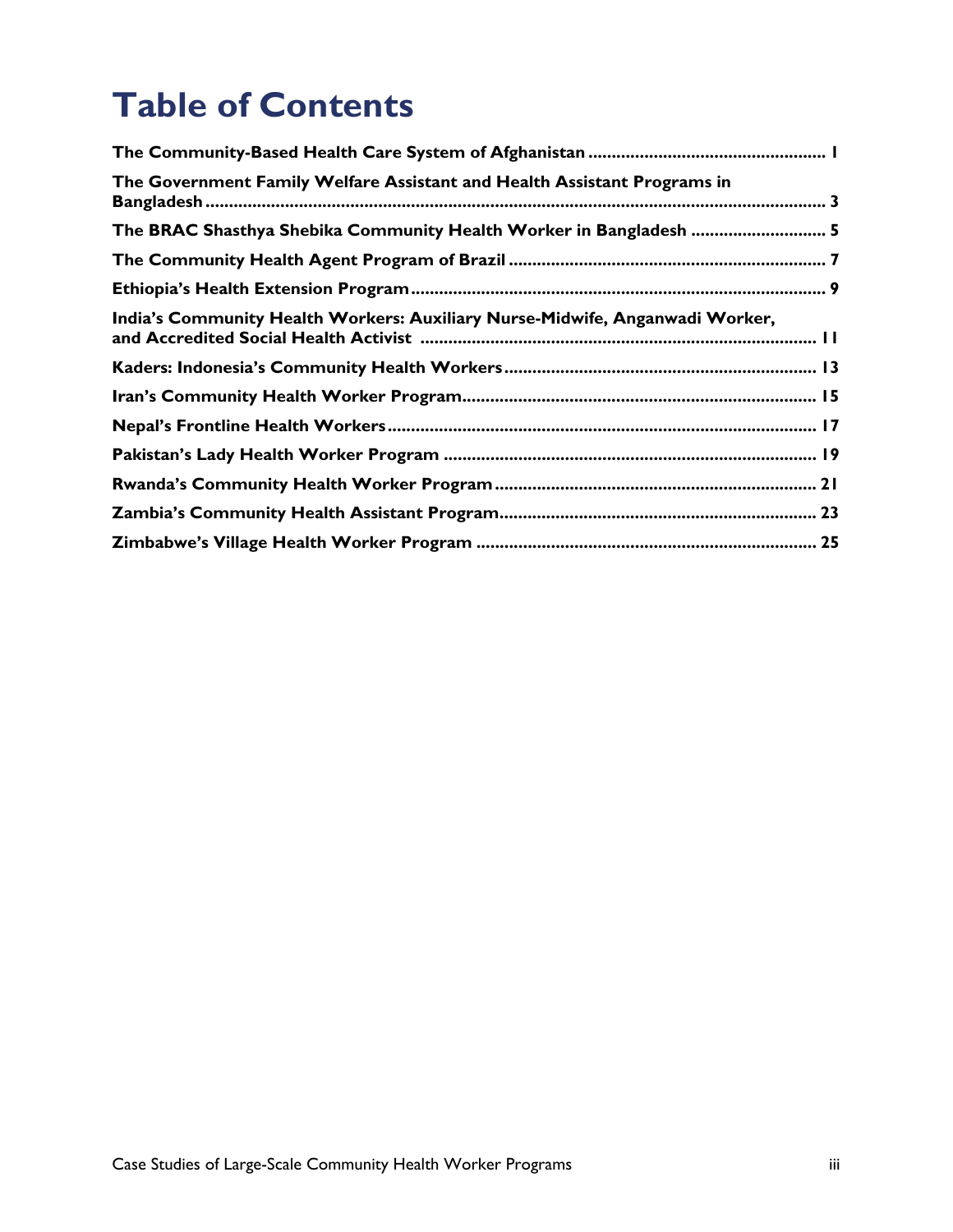# Table of Contents

The Community-Based Health Care System of Afghanistan .................................................. 1

The Government Family Welfare Assistant and Health Assistant Programs in Bangladesh .................................................................................................................................... 3

The BRAC Shasthya Shebika Community Health Worker in Bangladesh ............................ 5

The Community Health Agent Program of Brazil ................................................................... 7

Ethiopia's Health Extension Program ....................................................................................... 9

India's Community Health Workers: Auxiliary Nurse-Midwife, Anganwadi Worker, and Accredited Social Health Activist .................................................................................... 11

Kaders: Indonesia's Community Health Workers .................................................................. 13

Iran's Community Health Worker Program ........................................................................... 15

Nepal's Frontline Health Workers ........................................................................................... 17

Pakistan's Lady Health Worker Program ............................................................................... 19

Rwanda's Community Health Worker Program .................................................................... 21

Zambia's Community Health Assistant Program ................................................................... 23

Zimbabwe's Village Health Worker Program ........................................................................ 25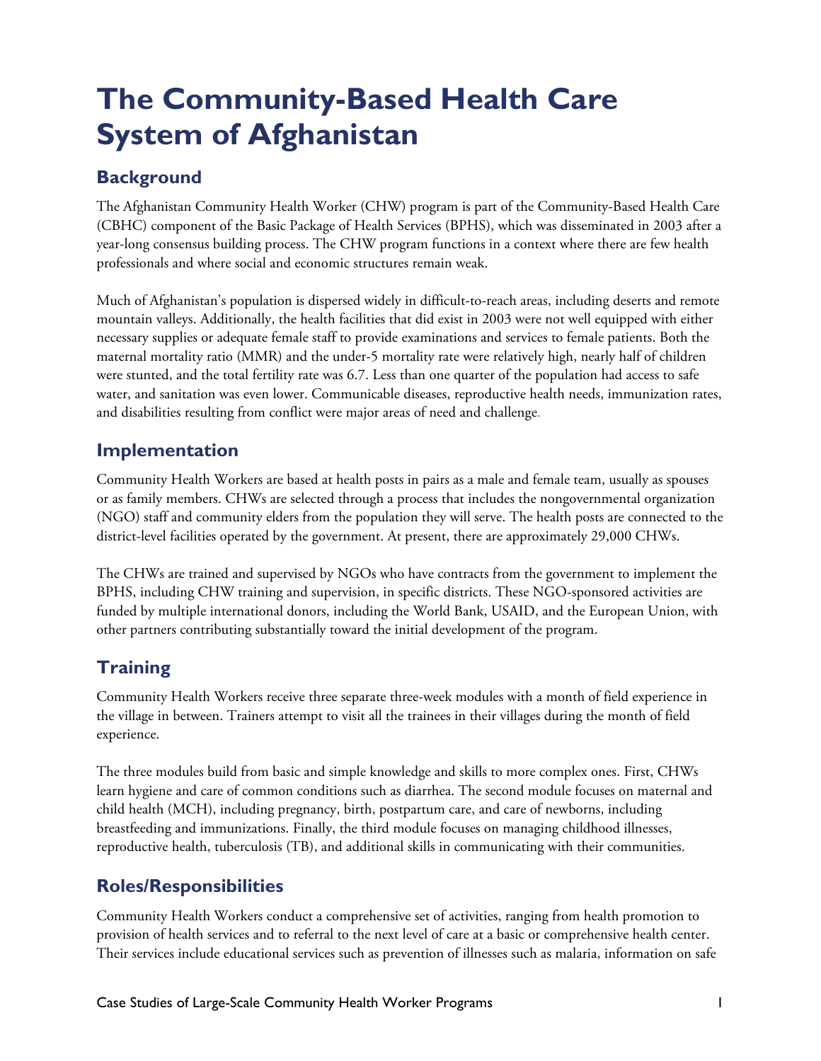# The Community-Based Health Care System of Afghanistan

## Background

The Afghanistan Community Health Worker (CHW) program is part of the Community-Based Health Care (CBHC) component of the Basic Package of Health Services (BPHS), which was disseminated in 2003 after a year-long consensus building process. The CHW program functions in a context where there are few health professionals and where social and economic structures remain weak.

Much of Afghanistan's population is dispersed widely in difficult-to-reach areas, including deserts and remote mountain valleys. Additionally, the health facilities that did exist in 2003 were not well equipped with either necessary supplies or adequate female staff to provide examinations and services to female patients. Both the maternal mortality ratio (MMR) and the under-5 mortality rate were relatively high, nearly half of children were stunted, and the total fertility rate was 6.7. Less than one quarter of the population had access to safe water, and sanitation was even lower. Communicable diseases, reproductive health needs, immunization rates, and disabilities resulting from conflict were major areas of need and challenge.

## Implementation

Community Health Workers are based at health posts in pairs as a male and female team, usually as spouses or as family members. CHWs are selected through a process that includes the nongovernmental organization (NGO) staff and community elders from the population they will serve. The health posts are connected to the district-level facilities operated by the government. At present, there are approximately 29,000 CHWs.

The CHWs are trained and supervised by NGOs who have contracts from the government to implement the BPHS, including CHW training and supervision, in specific districts. These NGO-sponsored activities are funded by multiple international donors, including the World Bank, USAID, and the European Union, with other partners contributing substantially toward the initial development of the program.

## Training

Community Health Workers receive three separate three-week modules with a month of field experience in the village in between. Trainers attempt to visit all the trainees in their villages during the month of field experience.

The three modules build from basic and simple knowledge and skills to more complex ones. First, CHWs learn hygiene and care of common conditions such as diarrhea. The second module focuses on maternal and child health (MCH), including pregnancy, birth, postpartum care, and care of newborns, including breastfeeding and immunizations. Finally, the third module focuses on managing childhood illnesses, reproductive health, tuberculosis (TB), and additional skills in communicating with their communities.

## Roles/Responsibilities

Community Health Workers conduct a comprehensive set of activities, ranging from health promotion to provision of health services and to referral to the next level of care at a basic or comprehensive health center. Their services include educational services such as prevention of illnesses such as malaria, information on safe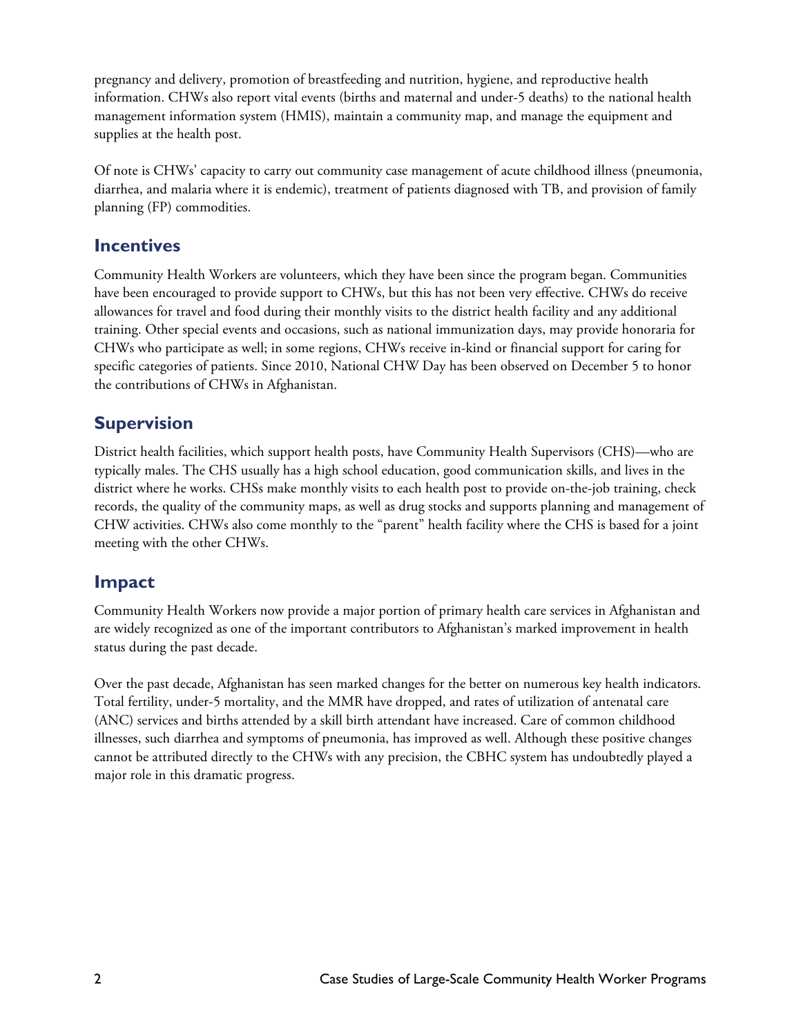pregnancy and delivery, promotion of breastfeeding and nutrition, hygiene, and reproductive health information. CHWs also report vital events (births and maternal and under-5 deaths) to the national health management information system (HMIS), maintain a community map, and manage the equipment and supplies at the health post.

Of note is CHWs' capacity to carry out community case management of acute childhood illness (pneumonia, diarrhea, and malaria where it is endemic), treatment of patients diagnosed with TB, and provision of family planning (FP) commodities.

## Incentives

Community Health Workers are volunteers, which they have been since the program began. Communities have been encouraged to provide support to CHWs, but this has not been very effective. CHWs do receive allowances for travel and food during their monthly visits to the district health facility and any additional training. Other special events and occasions, such as national immunization days, may provide honoraria for CHWs who participate as well; in some regions, CHWs receive in-kind or financial support for caring for specific categories of patients. Since 2010, National CHW Day has been observed on December 5 to honor the contributions of CHWs in Afghanistan.

## Supervision

District health facilities, which support health posts, have Community Health Supervisors (CHS)—who are typically males. The CHS usually has a high school education, good communication skills, and lives in the district where he works. CHSs make monthly visits to each health post to provide on-the-job training, check records, the quality of the community maps, as well as drug stocks and supports planning and management of CHW activities. CHWs also come monthly to the "parent" health facility where the CHS is based for a joint meeting with the other CHWs.

## Impact

Community Health Workers now provide a major portion of primary health care services in Afghanistan and are widely recognized as one of the important contributors to Afghanistan's marked improvement in health status during the past decade.

Over the past decade, Afghanistan has seen marked changes for the better on numerous key health indicators. Total fertility, under-5 mortality, and the MMR have dropped, and rates of utilization of antenatal care (ANC) services and births attended by a skill birth attendant have increased. Care of common childhood illnesses, such diarrhea and symptoms of pneumonia, has improved as well. Although these positive changes cannot be attributed directly to the CHWs with any precision, the CBHC system has undoubtedly played a major role in this dramatic progress.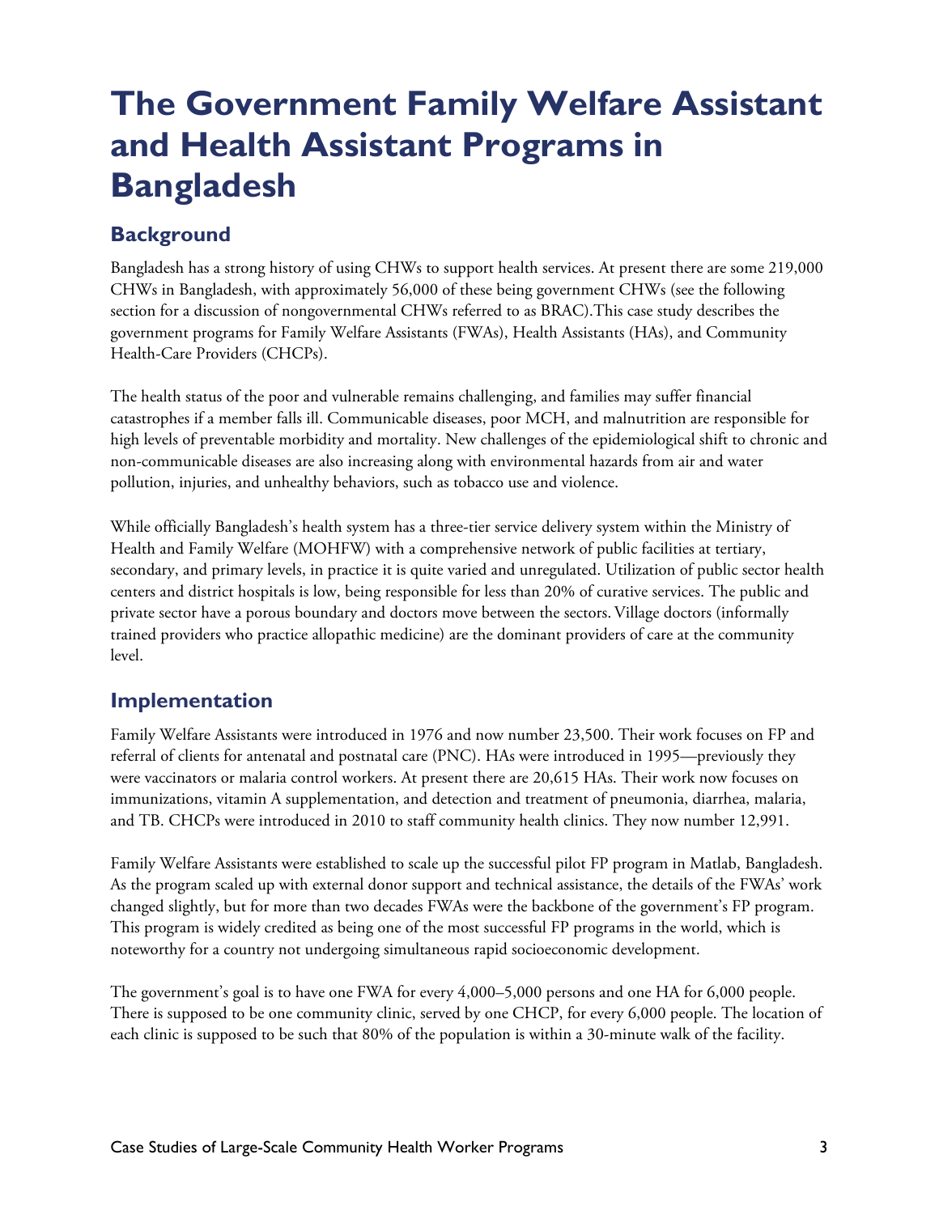# The Government Family Welfare Assistant and Health Assistant Programs in Bangladesh

## Background

Bangladesh has a strong history of using CHWs to support health services. At present there are some 219,000 CHWs in Bangladesh, with approximately 56,000 of these being government CHWs (see the following section for a discussion of nongovernmental CHWs referred to as BRAC).This case study describes the government programs for Family Welfare Assistants (FWAs), Health Assistants (HAs), and Community Health-Care Providers (CHCPs).

The health status of the poor and vulnerable remains challenging, and families may suffer financial catastrophes if a member falls ill. Communicable diseases, poor MCH, and malnutrition are responsible for high levels of preventable morbidity and mortality. New challenges of the epidemiological shift to chronic and non-communicable diseases are also increasing along with environmental hazards from air and water pollution, injuries, and unhealthy behaviors, such as tobacco use and violence.

While officially Bangladesh's health system has a three-tier service delivery system within the Ministry of Health and Family Welfare (MOHFW) with a comprehensive network of public facilities at tertiary, secondary, and primary levels, in practice it is quite varied and unregulated. Utilization of public sector health centers and district hospitals is low, being responsible for less than 20% of curative services. The public and private sector have a porous boundary and doctors move between the sectors. Village doctors (informally trained providers who practice allopathic medicine) are the dominant providers of care at the community level.

## Implementation

Family Welfare Assistants were introduced in 1976 and now number 23,500. Their work focuses on FP and referral of clients for antenatal and postnatal care (PNC). HAs were introduced in 1995—previously they were vaccinators or malaria control workers. At present there are 20,615 HAs. Their work now focuses on immunizations, vitamin A supplementation, and detection and treatment of pneumonia, diarrhea, malaria, and TB. CHCPs were introduced in 2010 to staff community health clinics. They now number 12,991.

Family Welfare Assistants were established to scale up the successful pilot FP program in Matlab, Bangladesh. As the program scaled up with external donor support and technical assistance, the details of the FWAs' work changed slightly, but for more than two decades FWAs were the backbone of the government's FP program. This program is widely credited as being one of the most successful FP programs in the world, which is noteworthy for a country not undergoing simultaneous rapid socioeconomic development.

The government's goal is to have one FWA for every 4,000–5,000 persons and one HA for 6,000 people. There is supposed to be one community clinic, served by one CHCP, for every 6,000 people. The location of each clinic is supposed to be such that 80% of the population is within a 30-minute walk of the facility.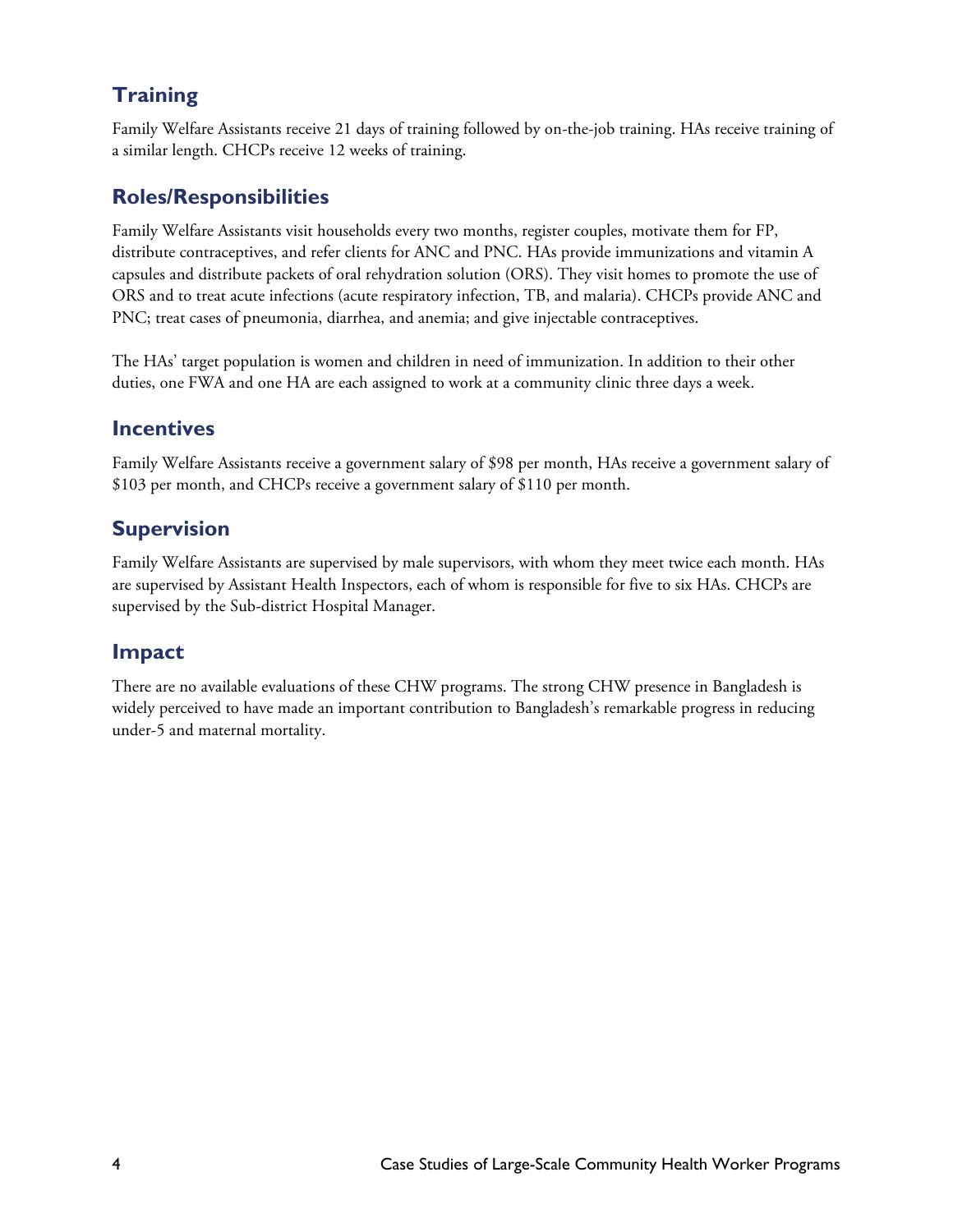## Training

Family Welfare Assistants receive 21 days of training followed by on-the-job training. HAs receive training of a similar length. CHCPs receive 12 weeks of training.

## Roles/Responsibilities

Family Welfare Assistants visit households every two months, register couples, motivate them for FP, distribute contraceptives, and refer clients for ANC and PNC. HAs provide immunizations and vitamin A capsules and distribute packets of oral rehydration solution (ORS). They visit homes to promote the use of ORS and to treat acute infections (acute respiratory infection, TB, and malaria). CHCPs provide ANC and PNC; treat cases of pneumonia, diarrhea, and anemia; and give injectable contraceptives.

The HAs' target population is women and children in need of immunization. In addition to their other duties, one FWA and one HA are each assigned to work at a community clinic three days a week.

## Incentives

Family Welfare Assistants receive a government salary of $98 per month, HAs receive a government salary of $103 per month, and CHCPs receive a government salary of $110 per month.

## Supervision

Family Welfare Assistants are supervised by male supervisors, with whom they meet twice each month. HAs are supervised by Assistant Health Inspectors, each of whom is responsible for five to six HAs. CHCPs are supervised by the Sub-district Hospital Manager.

## Impact

There are no available evaluations of these CHW programs. The strong CHW presence in Bangladesh is widely perceived to have made an important contribution to Bangladesh's remarkable progress in reducing under-5 and maternal mortality.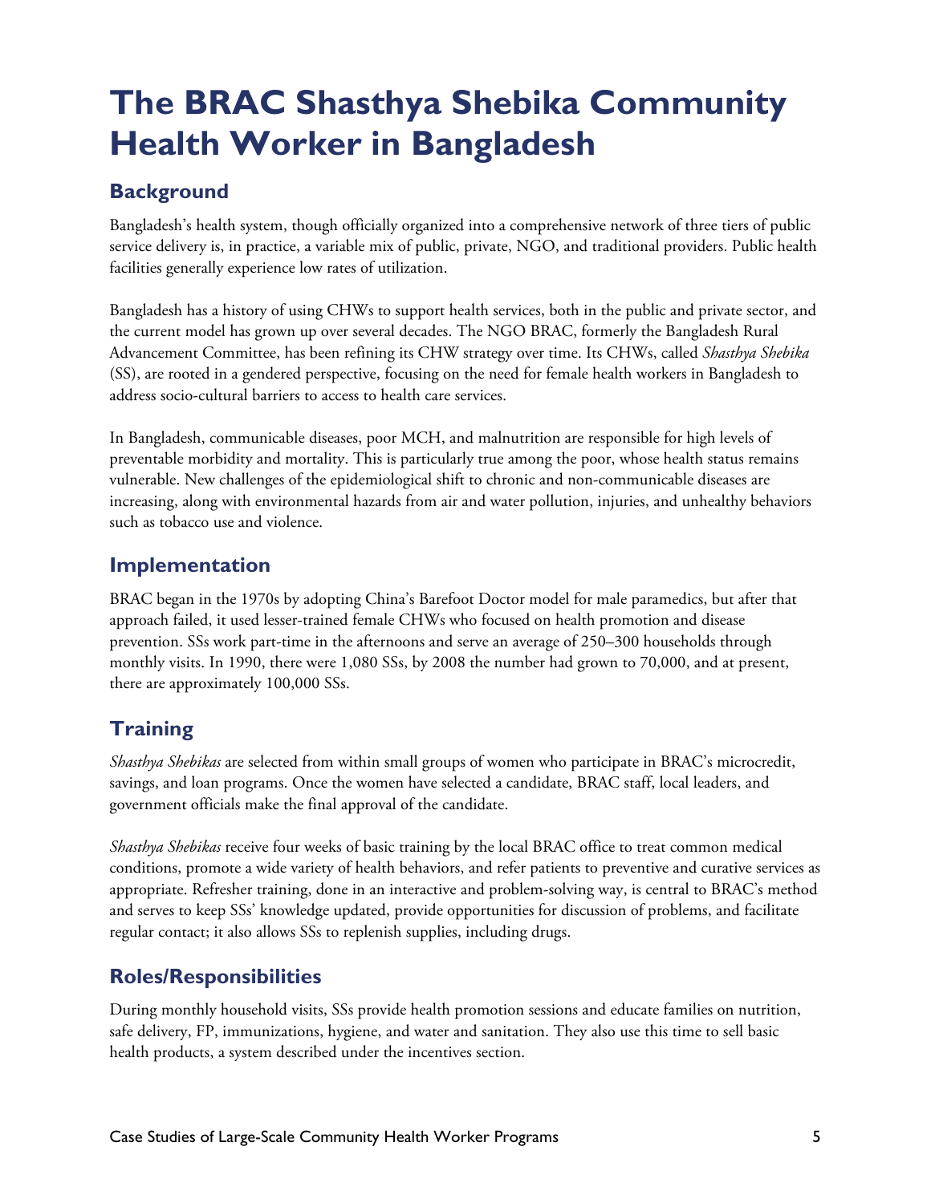# The BRAC Shasthya Shebika Community Health Worker in Bangladesh

## Background

Bangladesh's health system, though officially organized into a comprehensive network of three tiers of public service delivery is, in practice, a variable mix of public, private, NGO, and traditional providers. Public health facilities generally experience low rates of utilization.

Bangladesh has a history of using CHWs to support health services, both in the public and private sector, and the current model has grown up over several decades. The NGO BRAC, formerly the Bangladesh Rural Advancement Committee, has been refining its CHW strategy over time. Its CHWs, called *Shasthya Shebika* (SS), are rooted in a gendered perspective, focusing on the need for female health workers in Bangladesh to address socio-cultural barriers to access to health care services.

In Bangladesh, communicable diseases, poor MCH, and malnutrition are responsible for high levels of preventable morbidity and mortality. This is particularly true among the poor, whose health status remains vulnerable. New challenges of the epidemiological shift to chronic and non-communicable diseases are increasing, along with environmental hazards from air and water pollution, injuries, and unhealthy behaviors such as tobacco use and violence.

## Implementation

BRAC began in the 1970s by adopting China's Barefoot Doctor model for male paramedics, but after that approach failed, it used lesser-trained female CHWs who focused on health promotion and disease prevention. SSs work part-time in the afternoons and serve an average of 250–300 households through monthly visits. In 1990, there were 1,080 SSs, by 2008 the number had grown to 70,000, and at present, there are approximately 100,000 SSs.

## Training

*Shasthya Shebikas* are selected from within small groups of women who participate in BRAC's microcredit, savings, and loan programs. Once the women have selected a candidate, BRAC staff, local leaders, and government officials make the final approval of the candidate.

*Shasthya Shebikas* receive four weeks of basic training by the local BRAC office to treat common medical conditions, promote a wide variety of health behaviors, and refer patients to preventive and curative services as appropriate. Refresher training, done in an interactive and problem-solving way, is central to BRAC's method and serves to keep SSs' knowledge updated, provide opportunities for discussion of problems, and facilitate regular contact; it also allows SSs to replenish supplies, including drugs.

## Roles/Responsibilities

During monthly household visits, SSs provide health promotion sessions and educate families on nutrition, safe delivery, FP, immunizations, hygiene, and water and sanitation. They also use this time to sell basic health products, a system described under the incentives section.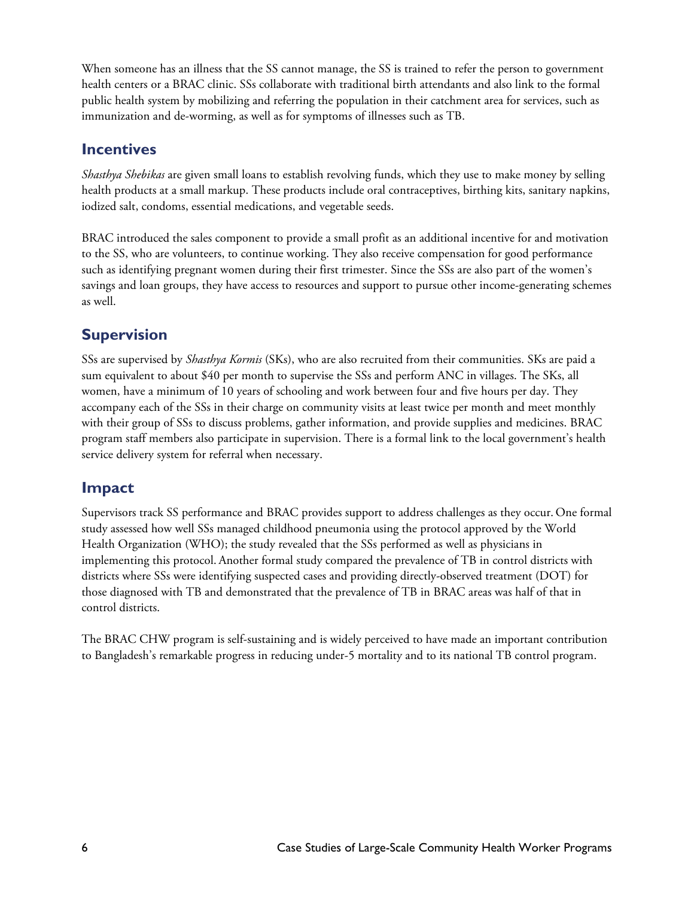When someone has an illness that the SS cannot manage, the SS is trained to refer the person to government health centers or a BRAC clinic. SSs collaborate with traditional birth attendants and also link to the formal public health system by mobilizing and referring the population in their catchment area for services, such as immunization and de-worming, as well as for symptoms of illnesses such as TB.

## Incentives

*Shasthya Shebikas* are given small loans to establish revolving funds, which they use to make money by selling health products at a small markup. These products include oral contraceptives, birthing kits, sanitary napkins, iodized salt, condoms, essential medications, and vegetable seeds.

BRAC introduced the sales component to provide a small profit as an additional incentive for and motivation to the SS, who are volunteers, to continue working. They also receive compensation for good performance such as identifying pregnant women during their first trimester. Since the SSs are also part of the women's savings and loan groups, they have access to resources and support to pursue other income-generating schemes as well.

## Supervision

SSs are supervised by *Shasthya Kormis* (SKs), who are also recruited from their communities. SKs are paid a sum equivalent to about $40 per month to supervise the SSs and perform ANC in villages. The SKs, all women, have a minimum of 10 years of schooling and work between four and five hours per day. They accompany each of the SSs in their charge on community visits at least twice per month and meet monthly with their group of SSs to discuss problems, gather information, and provide supplies and medicines. BRAC program staff members also participate in supervision. There is a formal link to the local government's health service delivery system for referral when necessary.

## Impact

Supervisors track SS performance and BRAC provides support to address challenges as they occur. One formal study assessed how well SSs managed childhood pneumonia using the protocol approved by the World Health Organization (WHO); the study revealed that the SSs performed as well as physicians in implementing this protocol. Another formal study compared the prevalence of TB in control districts with districts where SSs were identifying suspected cases and providing directly-observed treatment (DOT) for those diagnosed with TB and demonstrated that the prevalence of TB in BRAC areas was half of that in control districts.

The BRAC CHW program is self-sustaining and is widely perceived to have made an important contribution to Bangladesh's remarkable progress in reducing under-5 mortality and to its national TB control program.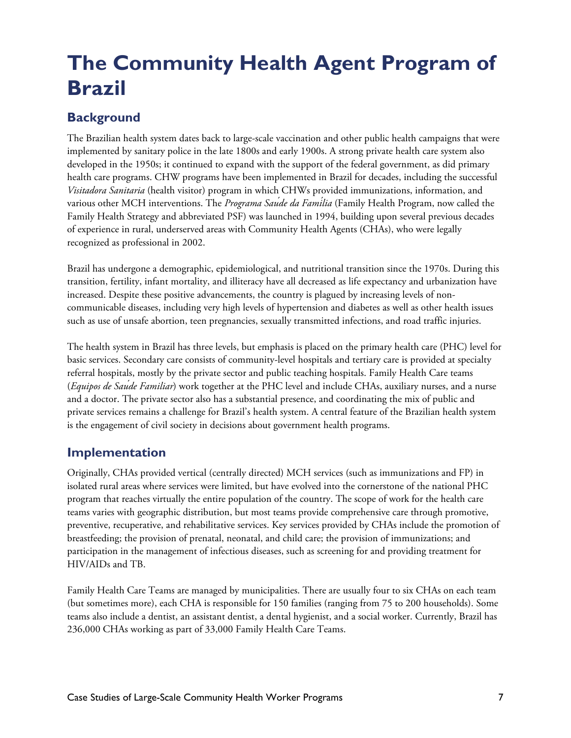# The Community Health Agent Program of Brazil

## Background

The Brazilian health system dates back to large-scale vaccination and other public health campaigns that were implemented by sanitary police in the late 1800s and early 1900s. A strong private health care system also developed in the 1950s; it continued to expand with the support of the federal government, as did primary health care programs. CHW programs have been implemented in Brazil for decades, including the successful *Visitadora Sanitaria* (health visitor) program in which CHWs provided immunizations, information, and various other MCH interventions. The *Programa Saúde da Família* (Family Health Program, now called the Family Health Strategy and abbreviated PSF) was launched in 1994, building upon several previous decades of experience in rural, underserved areas with Community Health Agents (CHAs), who were legally recognized as professional in 2002.

Brazil has undergone a demographic, epidemiological, and nutritional transition since the 1970s. During this transition, fertility, infant mortality, and illiteracy have all decreased as life expectancy and urbanization have increased. Despite these positive advancements, the country is plagued by increasing levels of non-communicable diseases, including very high levels of hypertension and diabetes as well as other health issues such as use of unsafe abortion, teen pregnancies, sexually transmitted infections, and road traffic injuries.

The health system in Brazil has three levels, but emphasis is placed on the primary health care (PHC) level for basic services. Secondary care consists of community-level hospitals and tertiary care is provided at specialty referral hospitals, mostly by the private sector and public teaching hospitals. Family Health Care teams (*Equipos de Saúde Familiar*) work together at the PHC level and include CHAs, auxiliary nurses, and a nurse and a doctor. The private sector also has a substantial presence, and coordinating the mix of public and private services remains a challenge for Brazil's health system. A central feature of the Brazilian health system is the engagement of civil society in decisions about government health programs.

## Implementation

Originally, CHAs provided vertical (centrally directed) MCH services (such as immunizations and FP) in isolated rural areas where services were limited, but have evolved into the cornerstone of the national PHC program that reaches virtually the entire population of the country. The scope of work for the health care teams varies with geographic distribution, but most teams provide comprehensive care through promotive, preventive, recuperative, and rehabilitative services. Key services provided by CHAs include the promotion of breastfeeding; the provision of prenatal, neonatal, and child care; the provision of immunizations; and participation in the management of infectious diseases, such as screening for and providing treatment for HIV/AIDs and TB.

Family Health Care Teams are managed by municipalities. There are usually four to six CHAs on each team (but sometimes more), each CHA is responsible for 150 families (ranging from 75 to 200 households). Some teams also include a dentist, an assistant dentist, a dental hygienist, and a social worker. Currently, Brazil has 236,000 CHAs working as part of 33,000 Family Health Care Teams.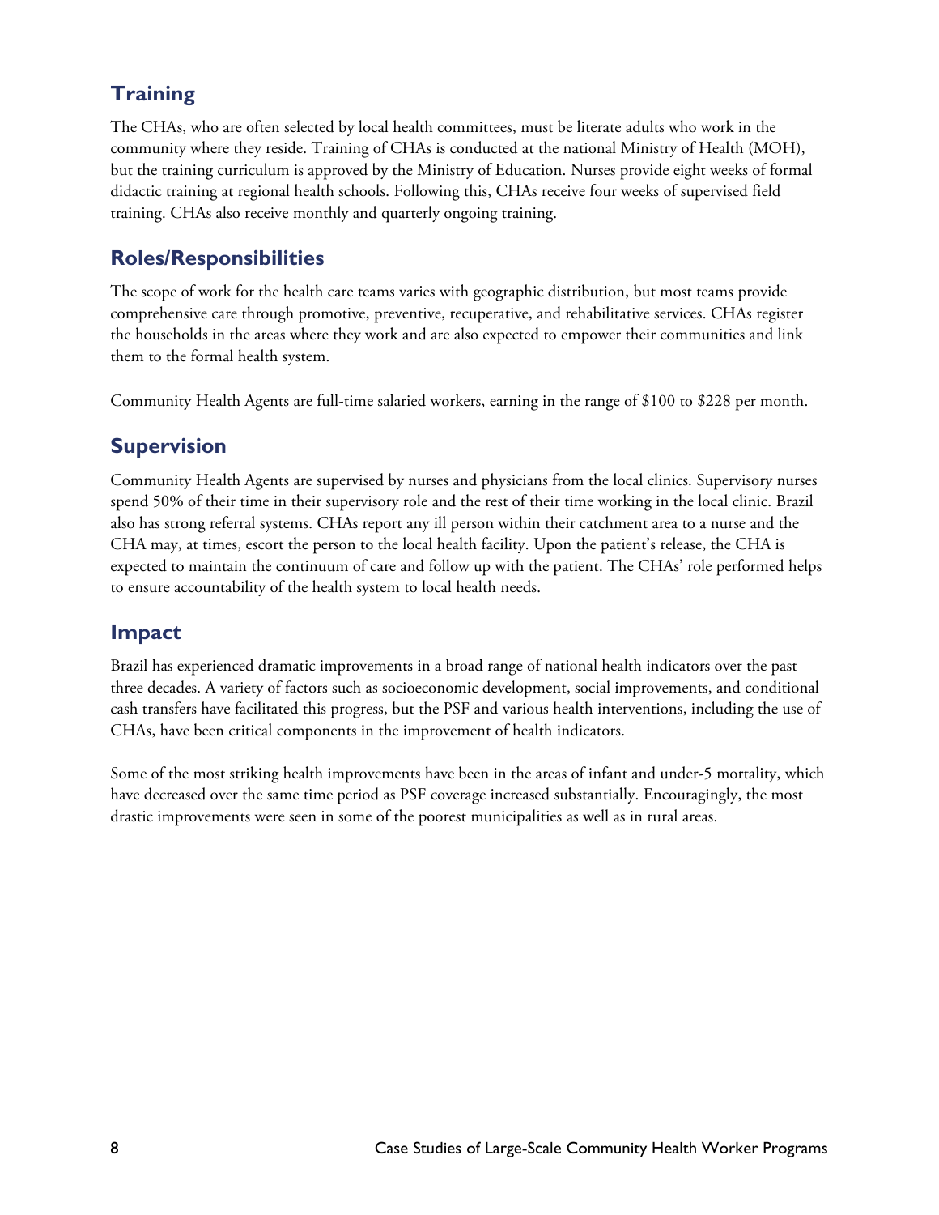## Training

The CHAs, who are often selected by local health committees, must be literate adults who work in the community where they reside. Training of CHAs is conducted at the national Ministry of Health (MOH), but the training curriculum is approved by the Ministry of Education. Nurses provide eight weeks of formal didactic training at regional health schools. Following this, CHAs receive four weeks of supervised field training. CHAs also receive monthly and quarterly ongoing training.

## Roles/Responsibilities

The scope of work for the health care teams varies with geographic distribution, but most teams provide comprehensive care through promotive, preventive, recuperative, and rehabilitative services. CHAs register the households in the areas where they work and are also expected to empower their communities and link them to the formal health system.

Community Health Agents are full-time salaried workers, earning in the range of $100 to $228 per month.

## Supervision

Community Health Agents are supervised by nurses and physicians from the local clinics. Supervisory nurses spend 50% of their time in their supervisory role and the rest of their time working in the local clinic. Brazil also has strong referral systems. CHAs report any ill person within their catchment area to a nurse and the CHA may, at times, escort the person to the local health facility. Upon the patient's release, the CHA is expected to maintain the continuum of care and follow up with the patient. The CHAs' role performed helps to ensure accountability of the health system to local health needs.

## Impact

Brazil has experienced dramatic improvements in a broad range of national health indicators over the past three decades. A variety of factors such as socioeconomic development, social improvements, and conditional cash transfers have facilitated this progress, but the PSF and various health interventions, including the use of CHAs, have been critical components in the improvement of health indicators.

Some of the most striking health improvements have been in the areas of infant and under-5 mortality, which have decreased over the same time period as PSF coverage increased substantially. Encouragingly, the most drastic improvements were seen in some of the poorest municipalities as well as in rural areas.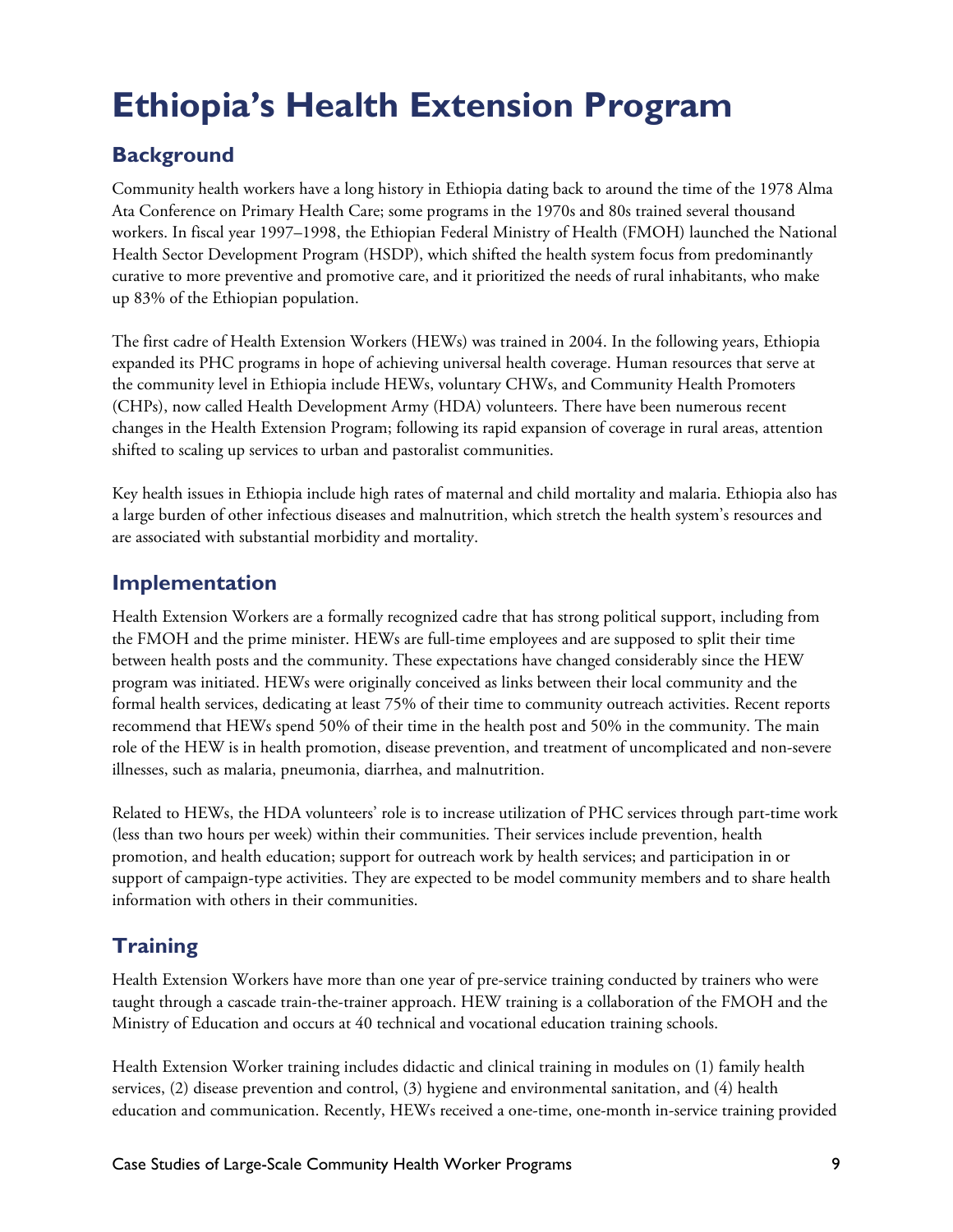# Ethiopia's Health Extension Program

## Background

Community health workers have a long history in Ethiopia dating back to around the time of the 1978 Alma Ata Conference on Primary Health Care; some programs in the 1970s and 80s trained several thousand workers. In fiscal year 1997–1998, the Ethiopian Federal Ministry of Health (FMOH) launched the National Health Sector Development Program (HSDP), which shifted the health system focus from predominantly curative to more preventive and promotive care, and it prioritized the needs of rural inhabitants, who make up 83% of the Ethiopian population.

The first cadre of Health Extension Workers (HEWs) was trained in 2004. In the following years, Ethiopia expanded its PHC programs in hope of achieving universal health coverage. Human resources that serve at the community level in Ethiopia include HEWs, voluntary CHWs, and Community Health Promoters (CHPs), now called Health Development Army (HDA) volunteers. There have been numerous recent changes in the Health Extension Program; following its rapid expansion of coverage in rural areas, attention shifted to scaling up services to urban and pastoralist communities.

Key health issues in Ethiopia include high rates of maternal and child mortality and malaria. Ethiopia also has a large burden of other infectious diseases and malnutrition, which stretch the health system's resources and are associated with substantial morbidity and mortality.

## Implementation

Health Extension Workers are a formally recognized cadre that has strong political support, including from the FMOH and the prime minister. HEWs are full-time employees and are supposed to split their time between health posts and the community. These expectations have changed considerably since the HEW program was initiated. HEWs were originally conceived as links between their local community and the formal health services, dedicating at least 75% of their time to community outreach activities. Recent reports recommend that HEWs spend 50% of their time in the health post and 50% in the community. The main role of the HEW is in health promotion, disease prevention, and treatment of uncomplicated and non-severe illnesses, such as malaria, pneumonia, diarrhea, and malnutrition.

Related to HEWs, the HDA volunteers' role is to increase utilization of PHC services through part-time work (less than two hours per week) within their communities. Their services include prevention, health promotion, and health education; support for outreach work by health services; and participation in or support of campaign-type activities. They are expected to be model community members and to share health information with others in their communities.

## Training

Health Extension Workers have more than one year of pre-service training conducted by trainers who were taught through a cascade train-the-trainer approach. HEW training is a collaboration of the FMOH and the Ministry of Education and occurs at 40 technical and vocational education training schools.

Health Extension Worker training includes didactic and clinical training in modules on (1) family health services, (2) disease prevention and control, (3) hygiene and environmental sanitation, and (4) health education and communication. Recently, HEWs received a one-time, one-month in-service training provided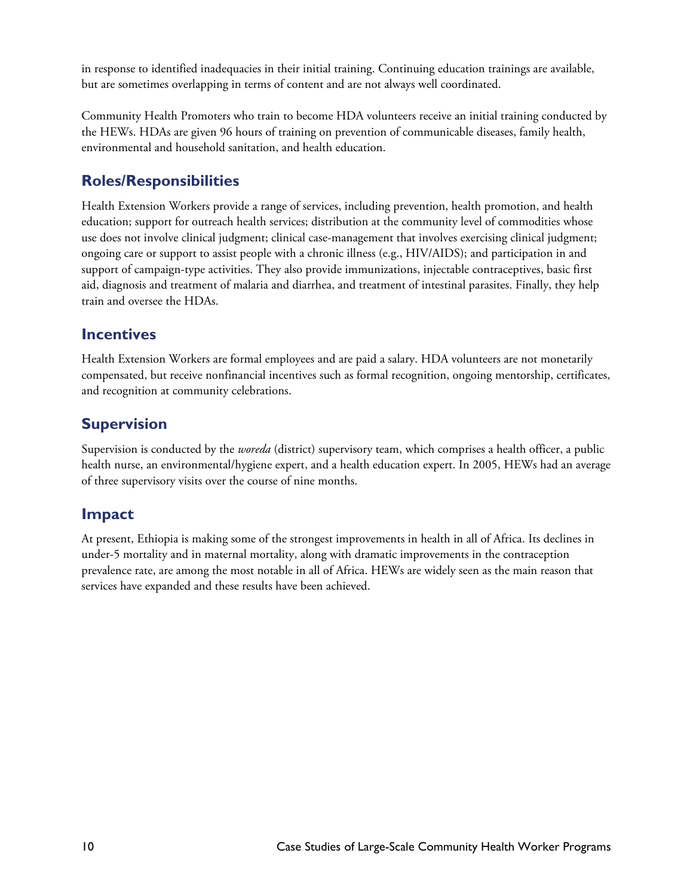in response to identified inadequacies in their initial training. Continuing education trainings are available, but are sometimes overlapping in terms of content and are not always well coordinated.

Community Health Promoters who train to become HDA volunteers receive an initial training conducted by the HEWs. HDAs are given 96 hours of training on prevention of communicable diseases, family health, environmental and household sanitation, and health education.

## Roles/Responsibilities

Health Extension Workers provide a range of services, including prevention, health promotion, and health education; support for outreach health services; distribution at the community level of commodities whose use does not involve clinical judgment; clinical case-management that involves exercising clinical judgment; ongoing care or support to assist people with a chronic illness (e.g., HIV/AIDS); and participation in and support of campaign-type activities. They also provide immunizations, injectable contraceptives, basic first aid, diagnosis and treatment of malaria and diarrhea, and treatment of intestinal parasites. Finally, they help train and oversee the HDAs.

## Incentives

Health Extension Workers are formal employees and are paid a salary. HDA volunteers are not monetarily compensated, but receive nonfinancial incentives such as formal recognition, ongoing mentorship, certificates, and recognition at community celebrations.

## Supervision

Supervision is conducted by the *woreda* (district) supervisory team, which comprises a health officer, a public health nurse, an environmental/hygiene expert, and a health education expert. In 2005, HEWs had an average of three supervisory visits over the course of nine months.

## Impact

At present, Ethiopia is making some of the strongest improvements in health in all of Africa. Its declines in under-5 mortality and in maternal mortality, along with dramatic improvements in the contraception prevalence rate, are among the most notable in all of Africa. HEWs are widely seen as the main reason that services have expanded and these results have been achieved.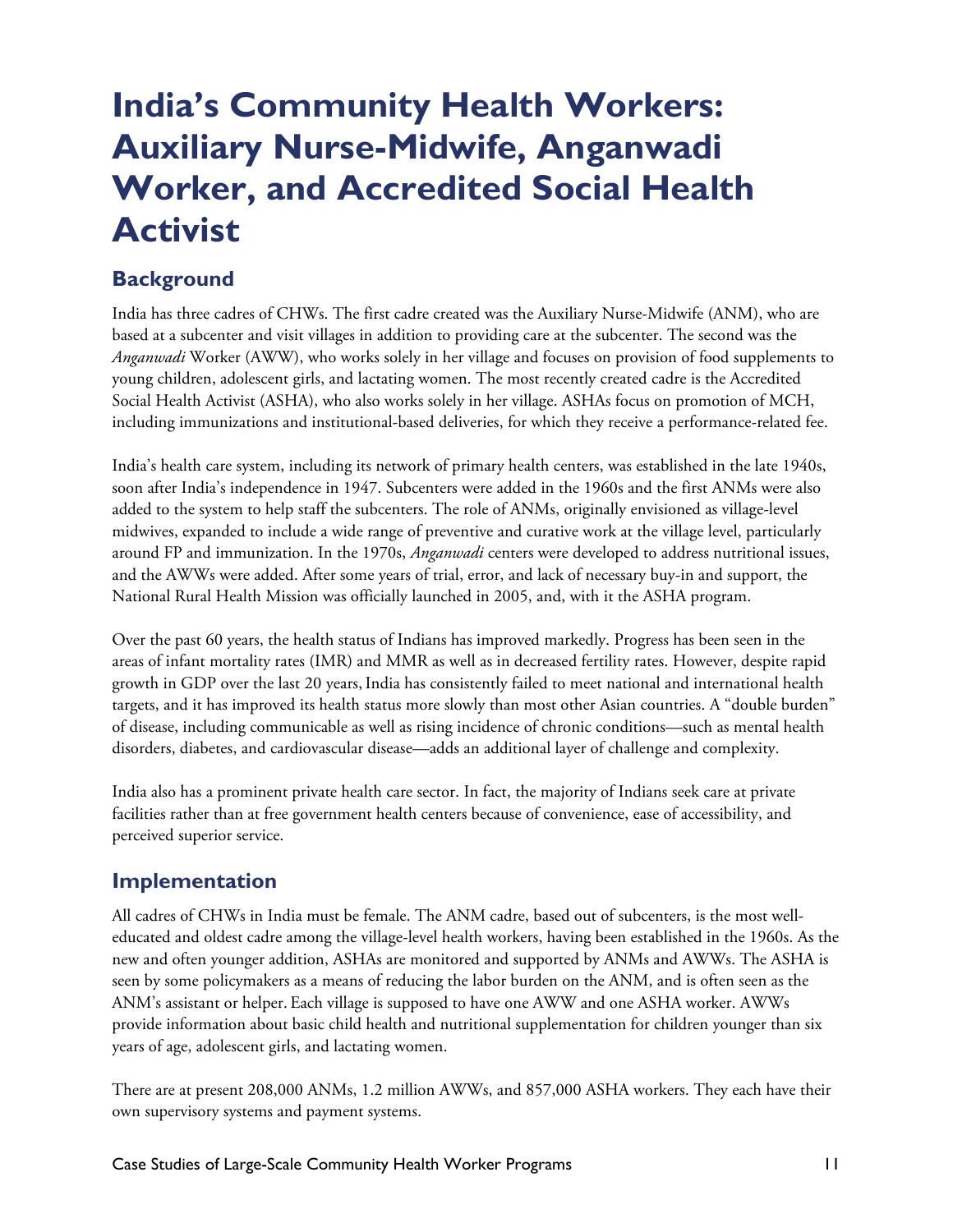# India's Community Health Workers: Auxiliary Nurse-Midwife, Anganwadi Worker, and Accredited Social Health Activist

## Background

India has three cadres of CHWs. The first cadre created was the Auxiliary Nurse-Midwife (ANM), who are based at a subcenter and visit villages in addition to providing care at the subcenter. The second was the *Anganwadi* Worker (AWW), who works solely in her village and focuses on provision of food supplements to young children, adolescent girls, and lactating women. The most recently created cadre is the Accredited Social Health Activist (ASHA), who also works solely in her village. ASHAs focus on promotion of MCH, including immunizations and institutional-based deliveries, for which they receive a performance-related fee.

India's health care system, including its network of primary health centers, was established in the late 1940s, soon after India's independence in 1947. Subcenters were added in the 1960s and the first ANMs were also added to the system to help staff the subcenters. The role of ANMs, originally envisioned as village-level midwives, expanded to include a wide range of preventive and curative work at the village level, particularly around FP and immunization. In the 1970s, *Anganwadi* centers were developed to address nutritional issues, and the AWWs were added. After some years of trial, error, and lack of necessary buy-in and support, the National Rural Health Mission was officially launched in 2005, and, with it the ASHA program.

Over the past 60 years, the health status of Indians has improved markedly. Progress has been seen in the areas of infant mortality rates (IMR) and MMR as well as in decreased fertility rates. However, despite rapid growth in GDP over the last 20 years, India has consistently failed to meet national and international health targets, and it has improved its health status more slowly than most other Asian countries. A "double burden" of disease, including communicable as well as rising incidence of chronic conditions—such as mental health disorders, diabetes, and cardiovascular disease—adds an additional layer of challenge and complexity.

India also has a prominent private health care sector. In fact, the majority of Indians seek care at private facilities rather than at free government health centers because of convenience, ease of accessibility, and perceived superior service.

## Implementation

All cadres of CHWs in India must be female. The ANM cadre, based out of subcenters, is the most well-educated and oldest cadre among the village-level health workers, having been established in the 1960s. As the new and often younger addition, ASHAs are monitored and supported by ANMs and AWWs. The ASHA is seen by some policymakers as a means of reducing the labor burden on the ANM, and is often seen as the ANM's assistant or helper. Each village is supposed to have one AWW and one ASHA worker. AWWs provide information about basic child health and nutritional supplementation for children younger than six years of age, adolescent girls, and lactating women.

There are at present 208,000 ANMs, 1.2 million AWWs, and 857,000 ASHA workers. They each have their own supervisory systems and payment systems.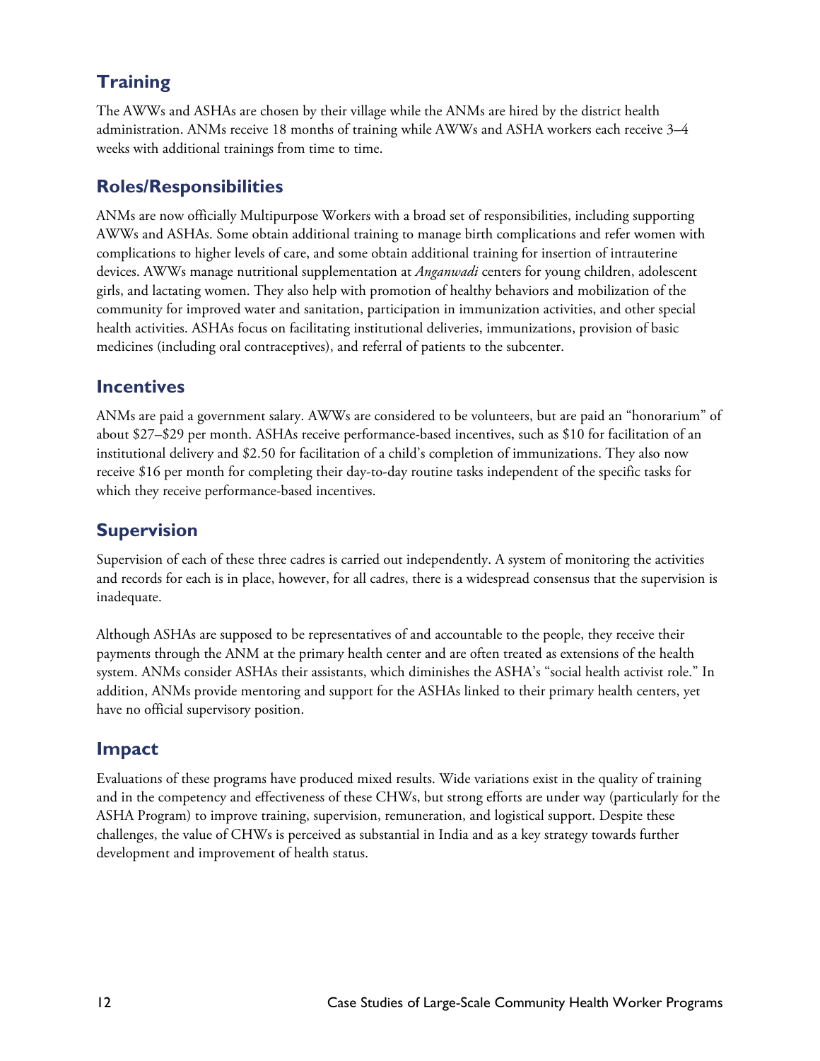## Training

The AWWs and ASHAs are chosen by their village while the ANMs are hired by the district health administration. ANMs receive 18 months of training while AWWs and ASHA workers each receive 3–4 weeks with additional trainings from time to time.

## Roles/Responsibilities

ANMs are now officially Multipurpose Workers with a broad set of responsibilities, including supporting AWWs and ASHAs. Some obtain additional training to manage birth complications and refer women with complications to higher levels of care, and some obtain additional training for insertion of intrauterine devices. AWWs manage nutritional supplementation at *Anganwadi* centers for young children, adolescent girls, and lactating women. They also help with promotion of healthy behaviors and mobilization of the community for improved water and sanitation, participation in immunization activities, and other special health activities. ASHAs focus on facilitating institutional deliveries, immunizations, provision of basic medicines (including oral contraceptives), and referral of patients to the subcenter.

## Incentives

ANMs are paid a government salary. AWWs are considered to be volunteers, but are paid an "honorarium" of about $27–$29 per month. ASHAs receive performance-based incentives, such as $10 for facilitation of an institutional delivery and $2.50 for facilitation of a child's completion of immunizations. They also now receive $16 per month for completing their day-to-day routine tasks independent of the specific tasks for which they receive performance-based incentives.

## Supervision

Supervision of each of these three cadres is carried out independently. A system of monitoring the activities and records for each is in place, however, for all cadres, there is a widespread consensus that the supervision is inadequate.

Although ASHAs are supposed to be representatives of and accountable to the people, they receive their payments through the ANM at the primary health center and are often treated as extensions of the health system. ANMs consider ASHAs their assistants, which diminishes the ASHA's "social health activist role." In addition, ANMs provide mentoring and support for the ASHAs linked to their primary health centers, yet have no official supervisory position.

## Impact

Evaluations of these programs have produced mixed results. Wide variations exist in the quality of training and in the competency and effectiveness of these CHWs, but strong efforts are under way (particularly for the ASHA Program) to improve training, supervision, remuneration, and logistical support. Despite these challenges, the value of CHWs is perceived as substantial in India and as a key strategy towards further development and improvement of health status.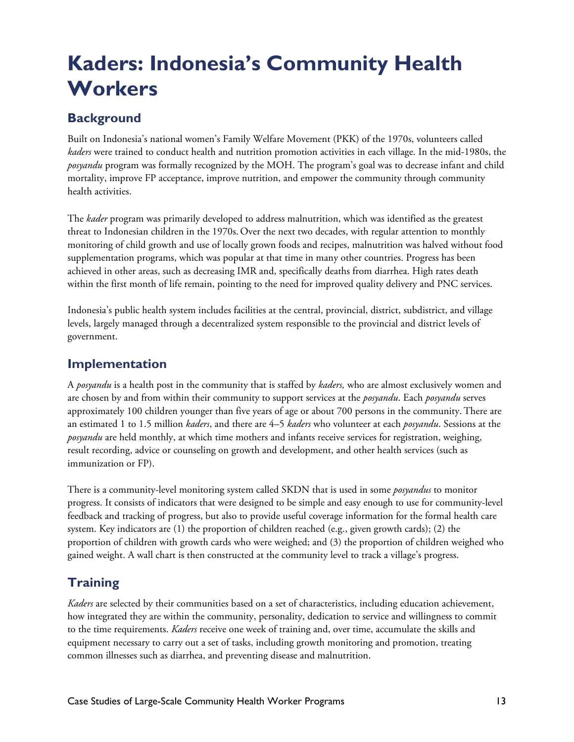# Kaders: Indonesia's Community Health Workers

## Background

Built on Indonesia's national women's Family Welfare Movement (PKK) of the 1970s, volunteers called *kaders* were trained to conduct health and nutrition promotion activities in each village. In the mid-1980s, the *posyandu* program was formally recognized by the MOH. The program's goal was to decrease infant and child mortality, improve FP acceptance, improve nutrition, and empower the community through community health activities.

The *kader* program was primarily developed to address malnutrition, which was identified as the greatest threat to Indonesian children in the 1970s. Over the next two decades, with regular attention to monthly monitoring of child growth and use of locally grown foods and recipes, malnutrition was halved without food supplementation programs, which was popular at that time in many other countries. Progress has been achieved in other areas, such as decreasing IMR and, specifically deaths from diarrhea. High rates death within the first month of life remain, pointing to the need for improved quality delivery and PNC services.

Indonesia's public health system includes facilities at the central, provincial, district, subdistrict, and village levels, largely managed through a decentralized system responsible to the provincial and district levels of government.

## Implementation

A *posyandu* is a health post in the community that is staffed by *kaders,* who are almost exclusively women and are chosen by and from within their community to support services at the *posyandu*. Each *posyandu* serves approximately 100 children younger than five years of age or about 700 persons in the community. There are an estimated 1 to 1.5 million *kaders*, and there are 4–5 *kaders* who volunteer at each *posyandu*. Sessions at the *posyandu* are held monthly, at which time mothers and infants receive services for registration, weighing, result recording, advice or counseling on growth and development, and other health services (such as immunization or FP).

There is a community-level monitoring system called SKDN that is used in some *posyandus* to monitor progress. It consists of indicators that were designed to be simple and easy enough to use for community-level feedback and tracking of progress, but also to provide useful coverage information for the formal health care system. Key indicators are (1) the proportion of children reached (e.g., given growth cards); (2) the proportion of children with growth cards who were weighed; and (3) the proportion of children weighed who gained weight. A wall chart is then constructed at the community level to track a village's progress.

## Training

*Kaders* are selected by their communities based on a set of characteristics, including education achievement, how integrated they are within the community, personality, dedication to service and willingness to commit to the time requirements. *Kaders* receive one week of training and, over time, accumulate the skills and equipment necessary to carry out a set of tasks, including growth monitoring and promotion, treating common illnesses such as diarrhea, and preventing disease and malnutrition.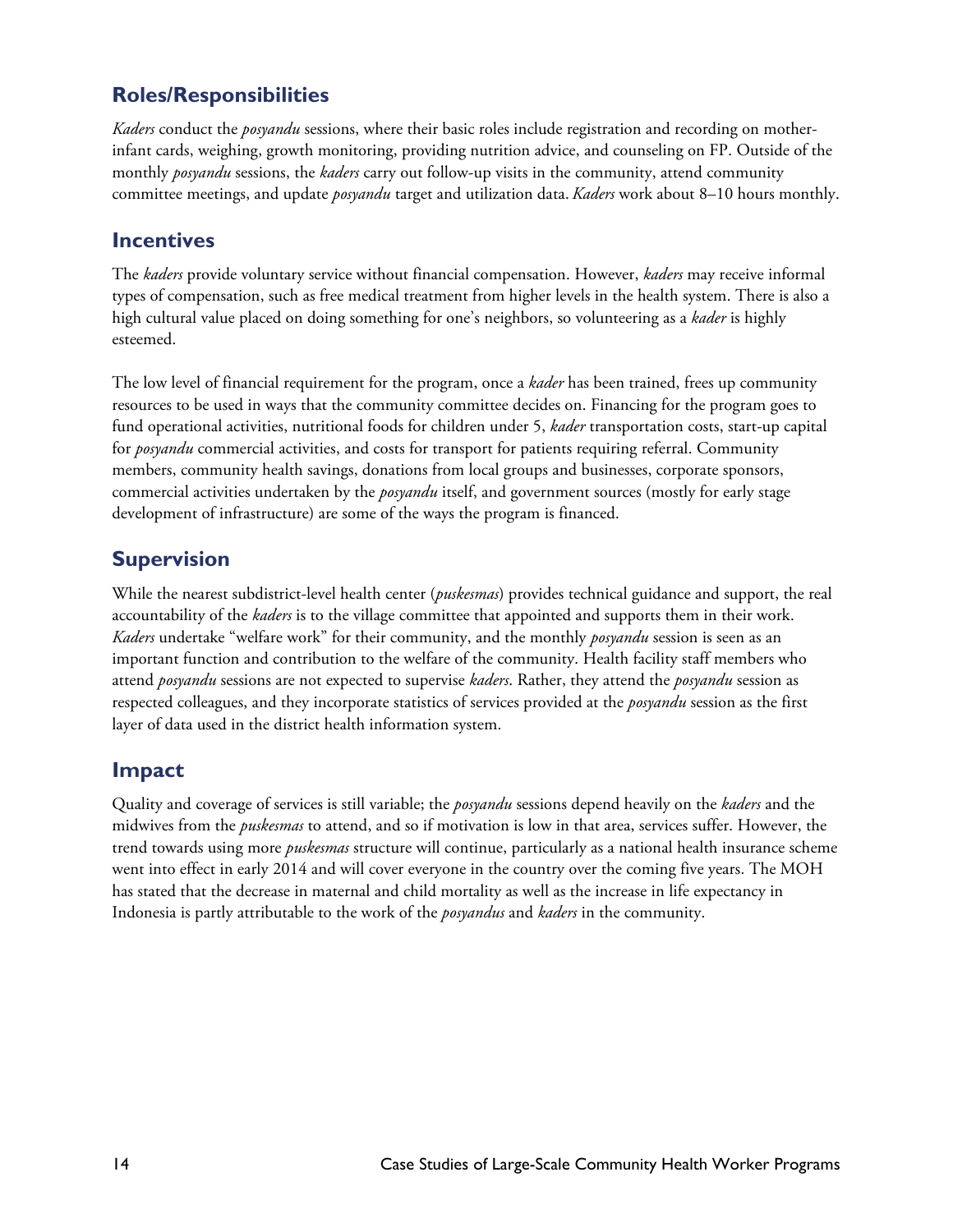## Roles/Responsibilities

*Kaders* conduct the *posyandu* sessions, where their basic roles include registration and recording on mother-infant cards, weighing, growth monitoring, providing nutrition advice, and counseling on FP. Outside of the monthly *posyandu* sessions, the *kaders* carry out follow-up visits in the community, attend community committee meetings, and update *posyandu* target and utilization data. *Kaders* work about 8–10 hours monthly.

## Incentives

The *kaders* provide voluntary service without financial compensation. However, *kaders* may receive informal types of compensation, such as free medical treatment from higher levels in the health system. There is also a high cultural value placed on doing something for one's neighbors, so volunteering as a *kader* is highly esteemed.

The low level of financial requirement for the program, once a *kader* has been trained, frees up community resources to be used in ways that the community committee decides on. Financing for the program goes to fund operational activities, nutritional foods for children under 5, *kader* transportation costs, start-up capital for *posyandu* commercial activities, and costs for transport for patients requiring referral. Community members, community health savings, donations from local groups and businesses, corporate sponsors, commercial activities undertaken by the *posyandu* itself, and government sources (mostly for early stage development of infrastructure) are some of the ways the program is financed.

## Supervision

While the nearest subdistrict-level health center (*puskesmas*) provides technical guidance and support, the real accountability of the *kaders* is to the village committee that appointed and supports them in their work. *Kaders* undertake "welfare work" for their community, and the monthly *posyandu* session is seen as an important function and contribution to the welfare of the community. Health facility staff members who attend *posyandu* sessions are not expected to supervise *kaders*. Rather, they attend the *posyandu* session as respected colleagues, and they incorporate statistics of services provided at the *posyandu* session as the first layer of data used in the district health information system.

## Impact

Quality and coverage of services is still variable; the *posyandu* sessions depend heavily on the *kaders* and the midwives from the *puskesmas* to attend, and so if motivation is low in that area, services suffer. However, the trend towards using more *puskesmas* structure will continue, particularly as a national health insurance scheme went into effect in early 2014 and will cover everyone in the country over the coming five years. The MOH has stated that the decrease in maternal and child mortality as well as the increase in life expectancy in Indonesia is partly attributable to the work of the *posyandus* and *kaders* in the community.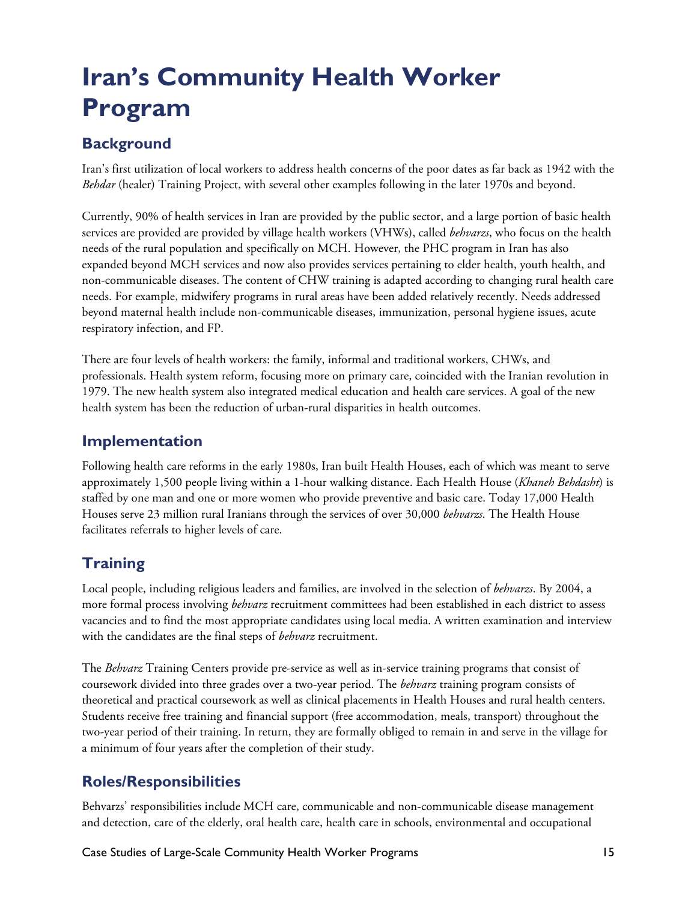# Iran's Community Health Worker Program

## Background

Iran's first utilization of local workers to address health concerns of the poor dates as far back as 1942 with the *Behdar* (healer) Training Project, with several other examples following in the later 1970s and beyond.

Currently, 90% of health services in Iran are provided by the public sector, and a large portion of basic health services are provided are provided by village health workers (VHWs), called *behvarzs*, who focus on the health needs of the rural population and specifically on MCH. However, the PHC program in Iran has also expanded beyond MCH services and now also provides services pertaining to elder health, youth health, and non-communicable diseases. The content of CHW training is adapted according to changing rural health care needs. For example, midwifery programs in rural areas have been added relatively recently. Needs addressed beyond maternal health include non-communicable diseases, immunization, personal hygiene issues, acute respiratory infection, and FP.

There are four levels of health workers: the family, informal and traditional workers, CHWs, and professionals. Health system reform, focusing more on primary care, coincided with the Iranian revolution in 1979. The new health system also integrated medical education and health care services. A goal of the new health system has been the reduction of urban-rural disparities in health outcomes.

## Implementation

Following health care reforms in the early 1980s, Iran built Health Houses, each of which was meant to serve approximately 1,500 people living within a 1-hour walking distance. Each Health House (*Khaneh Behdasht*) is staffed by one man and one or more women who provide preventive and basic care. Today 17,000 Health Houses serve 23 million rural Iranians through the services of over 30,000 *behvarzs*. The Health House facilitates referrals to higher levels of care.

## Training

Local people, including religious leaders and families, are involved in the selection of *behvarzs*. By 2004, a more formal process involving *behvarz* recruitment committees had been established in each district to assess vacancies and to find the most appropriate candidates using local media. A written examination and interview with the candidates are the final steps of *behvarz* recruitment.

The *Behvarz* Training Centers provide pre-service as well as in-service training programs that consist of coursework divided into three grades over a two-year period. The *behvarz* training program consists of theoretical and practical coursework as well as clinical placements in Health Houses and rural health centers. Students receive free training and financial support (free accommodation, meals, transport) throughout the two-year period of their training. In return, they are formally obliged to remain in and serve in the village for a minimum of four years after the completion of their study.

## Roles/Responsibilities

Behvarzs' responsibilities include MCH care, communicable and non-communicable disease management and detection, care of the elderly, oral health care, health care in schools, environmental and occupational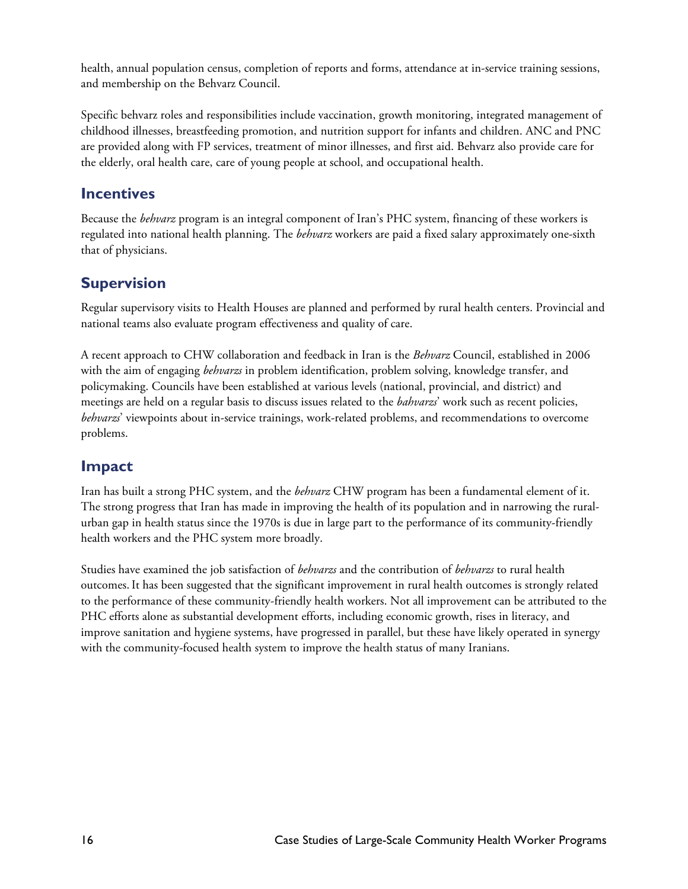health, annual population census, completion of reports and forms, attendance at in-service training sessions, and membership on the Behvarz Council.

Specific behvarz roles and responsibilities include vaccination, growth monitoring, integrated management of childhood illnesses, breastfeeding promotion, and nutrition support for infants and children. ANC and PNC are provided along with FP services, treatment of minor illnesses, and first aid. Behvarz also provide care for the elderly, oral health care, care of young people at school, and occupational health.

## Incentives

Because the *behvarz* program is an integral component of Iran's PHC system, financing of these workers is regulated into national health planning. The *behvarz* workers are paid a fixed salary approximately one-sixth that of physicians.

## Supervision

Regular supervisory visits to Health Houses are planned and performed by rural health centers. Provincial and national teams also evaluate program effectiveness and quality of care.

A recent approach to CHW collaboration and feedback in Iran is the *Behvarz* Council, established in 2006 with the aim of engaging *behvarzs* in problem identification, problem solving, knowledge transfer, and policymaking. Councils have been established at various levels (national, provincial, and district) and meetings are held on a regular basis to discuss issues related to the *bahvarzs*' work such as recent policies, *behvarzs*' viewpoints about in-service trainings, work-related problems, and recommendations to overcome problems.

## Impact

Iran has built a strong PHC system, and the *behvarz* CHW program has been a fundamental element of it. The strong progress that Iran has made in improving the health of its population and in narrowing the rural-urban gap in health status since the 1970s is due in large part to the performance of its community-friendly health workers and the PHC system more broadly.

Studies have examined the job satisfaction of *behvarzs* and the contribution of *behvarzs* to rural health outcomes. It has been suggested that the significant improvement in rural health outcomes is strongly related to the performance of these community-friendly health workers. Not all improvement can be attributed to the PHC efforts alone as substantial development efforts, including economic growth, rises in literacy, and improve sanitation and hygiene systems, have progressed in parallel, but these have likely operated in synergy with the community-focused health system to improve the health status of many Iranians.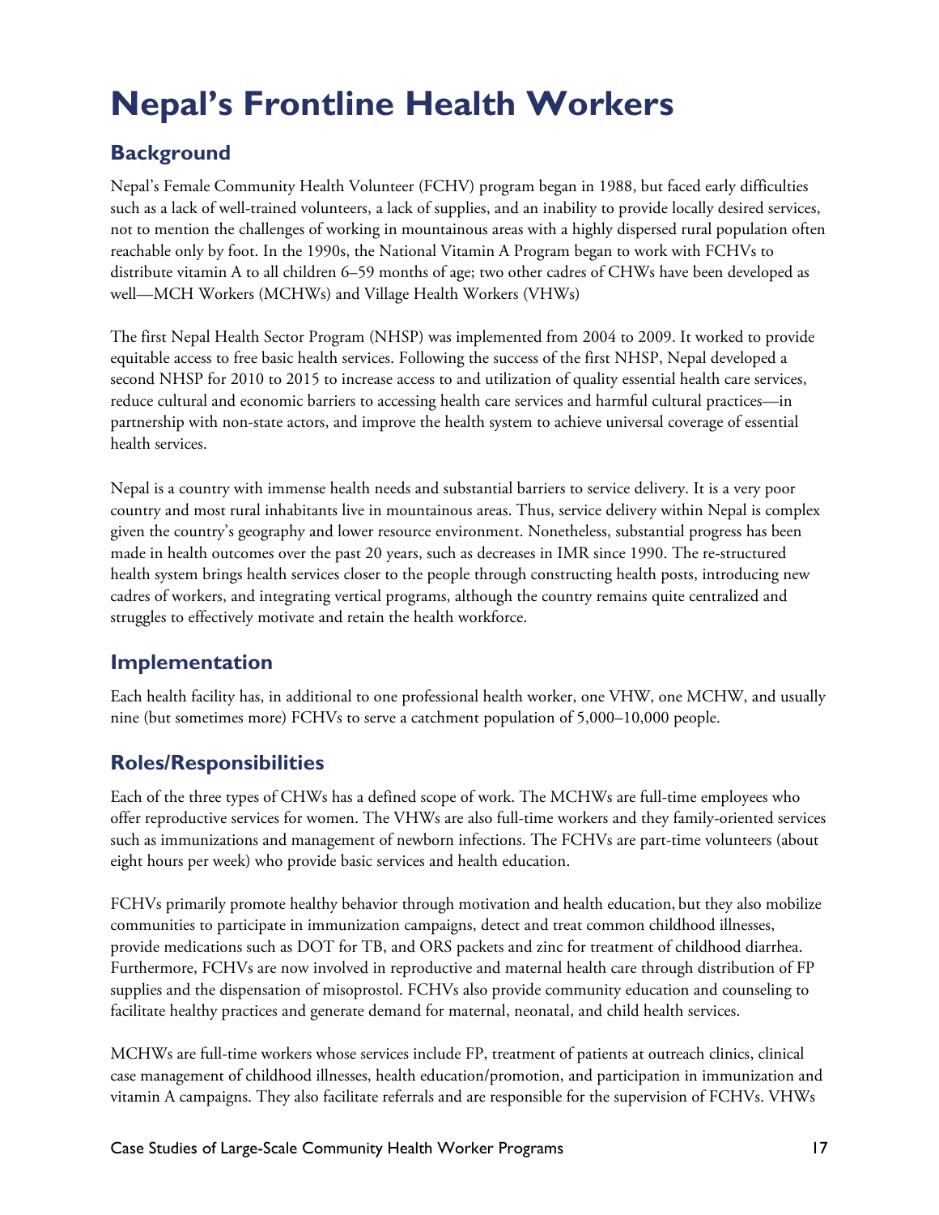# Nepal's Frontline Health Workers

## Background

Nepal's Female Community Health Volunteer (FCHV) program began in 1988, but faced early difficulties such as a lack of well-trained volunteers, a lack of supplies, and an inability to provide locally desired services, not to mention the challenges of working in mountainous areas with a highly dispersed rural population often reachable only by foot. In the 1990s, the National Vitamin A Program began to work with FCHVs to distribute vitamin A to all children 6–59 months of age; two other cadres of CHWs have been developed as well—MCH Workers (MCHWs) and Village Health Workers (VHWs)

The first Nepal Health Sector Program (NHSP) was implemented from 2004 to 2009. It worked to provide equitable access to free basic health services. Following the success of the first NHSP, Nepal developed a second NHSP for 2010 to 2015 to increase access to and utilization of quality essential health care services, reduce cultural and economic barriers to accessing health care services and harmful cultural practices—in partnership with non-state actors, and improve the health system to achieve universal coverage of essential health services.

Nepal is a country with immense health needs and substantial barriers to service delivery. It is a very poor country and most rural inhabitants live in mountainous areas. Thus, service delivery within Nepal is complex given the country's geography and lower resource environment. Nonetheless, substantial progress has been made in health outcomes over the past 20 years, such as decreases in IMR since 1990. The re-structured health system brings health services closer to the people through constructing health posts, introducing new cadres of workers, and integrating vertical programs, although the country remains quite centralized and struggles to effectively motivate and retain the health workforce.

## Implementation

Each health facility has, in additional to one professional health worker, one VHW, one MCHW, and usually nine (but sometimes more) FCHVs to serve a catchment population of 5,000–10,000 people.

## Roles/Responsibilities

Each of the three types of CHWs has a defined scope of work. The MCHWs are full-time employees who offer reproductive services for women. The VHWs are also full-time workers and they family-oriented services such as immunizations and management of newborn infections. The FCHVs are part-time volunteers (about eight hours per week) who provide basic services and health education.

FCHVs primarily promote healthy behavior through motivation and health education, but they also mobilize communities to participate in immunization campaigns, detect and treat common childhood illnesses, provide medications such as DOT for TB, and ORS packets and zinc for treatment of childhood diarrhea. Furthermore, FCHVs are now involved in reproductive and maternal health care through distribution of FP supplies and the dispensation of misoprostol. FCHVs also provide community education and counseling to facilitate healthy practices and generate demand for maternal, neonatal, and child health services.

MCHWs are full-time workers whose services include FP, treatment of patients at outreach clinics, clinical case management of childhood illnesses, health education/promotion, and participation in immunization and vitamin A campaigns. They also facilitate referrals and are responsible for the supervision of FCHVs. VHWs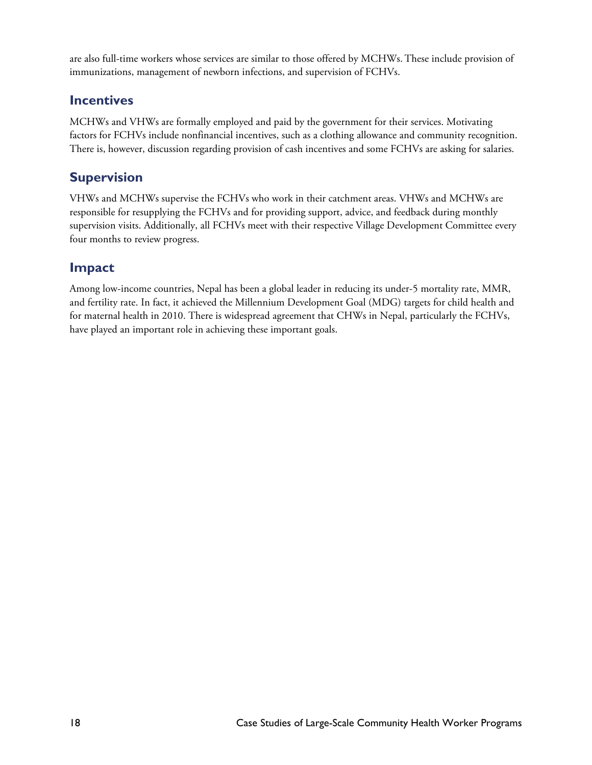are also full-time workers whose services are similar to those offered by MCHWs. These include provision of immunizations, management of newborn infections, and supervision of FCHVs.

## Incentives

MCHWs and VHWs are formally employed and paid by the government for their services. Motivating factors for FCHVs include nonfinancial incentives, such as a clothing allowance and community recognition. There is, however, discussion regarding provision of cash incentives and some FCHVs are asking for salaries.

## Supervision

VHWs and MCHWs supervise the FCHVs who work in their catchment areas. VHWs and MCHWs are responsible for resupplying the FCHVs and for providing support, advice, and feedback during monthly supervision visits. Additionally, all FCHVs meet with their respective Village Development Committee every four months to review progress.

## Impact

Among low-income countries, Nepal has been a global leader in reducing its under-5 mortality rate, MMR, and fertility rate. In fact, it achieved the Millennium Development Goal (MDG) targets for child health and for maternal health in 2010. There is widespread agreement that CHWs in Nepal, particularly the FCHVs, have played an important role in achieving these important goals.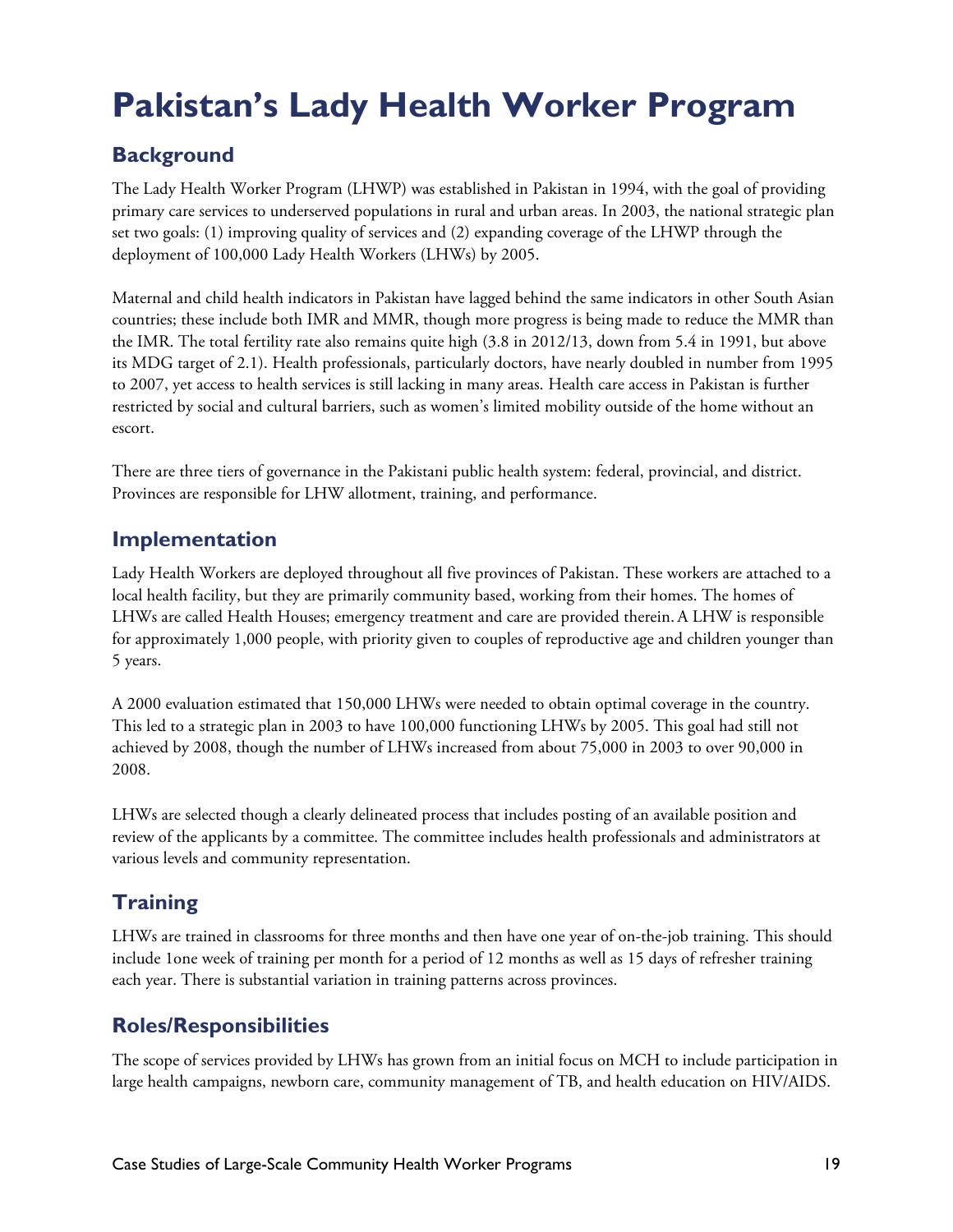# Pakistan's Lady Health Worker Program

## Background

The Lady Health Worker Program (LHWP) was established in Pakistan in 1994, with the goal of providing primary care services to underserved populations in rural and urban areas. In 2003, the national strategic plan set two goals: (1) improving quality of services and (2) expanding coverage of the LHWP through the deployment of 100,000 Lady Health Workers (LHWs) by 2005.

Maternal and child health indicators in Pakistan have lagged behind the same indicators in other South Asian countries; these include both IMR and MMR, though more progress is being made to reduce the MMR than the IMR. The total fertility rate also remains quite high (3.8 in 2012/13, down from 5.4 in 1991, but above its MDG target of 2.1). Health professionals, particularly doctors, have nearly doubled in number from 1995 to 2007, yet access to health services is still lacking in many areas. Health care access in Pakistan is further restricted by social and cultural barriers, such as women's limited mobility outside of the home without an escort.

There are three tiers of governance in the Pakistani public health system: federal, provincial, and district. Provinces are responsible for LHW allotment, training, and performance.

## Implementation

Lady Health Workers are deployed throughout all five provinces of Pakistan. These workers are attached to a local health facility, but they are primarily community based, working from their homes. The homes of LHWs are called Health Houses; emergency treatment and care are provided therein. A LHW is responsible for approximately 1,000 people, with priority given to couples of reproductive age and children younger than 5 years.

A 2000 evaluation estimated that 150,000 LHWs were needed to obtain optimal coverage in the country. This led to a strategic plan in 2003 to have 100,000 functioning LHWs by 2005. This goal had still not achieved by 2008, though the number of LHWs increased from about 75,000 in 2003 to over 90,000 in 2008.

LHWs are selected though a clearly delineated process that includes posting of an available position and review of the applicants by a committee. The committee includes health professionals and administrators at various levels and community representation.

## Training

LHWs are trained in classrooms for three months and then have one year of on-the-job training. This should include 1one week of training per month for a period of 12 months as well as 15 days of refresher training each year. There is substantial variation in training patterns across provinces.

## Roles/Responsibilities

The scope of services provided by LHWs has grown from an initial focus on MCH to include participation in large health campaigns, newborn care, community management of TB, and health education on HIV/AIDS.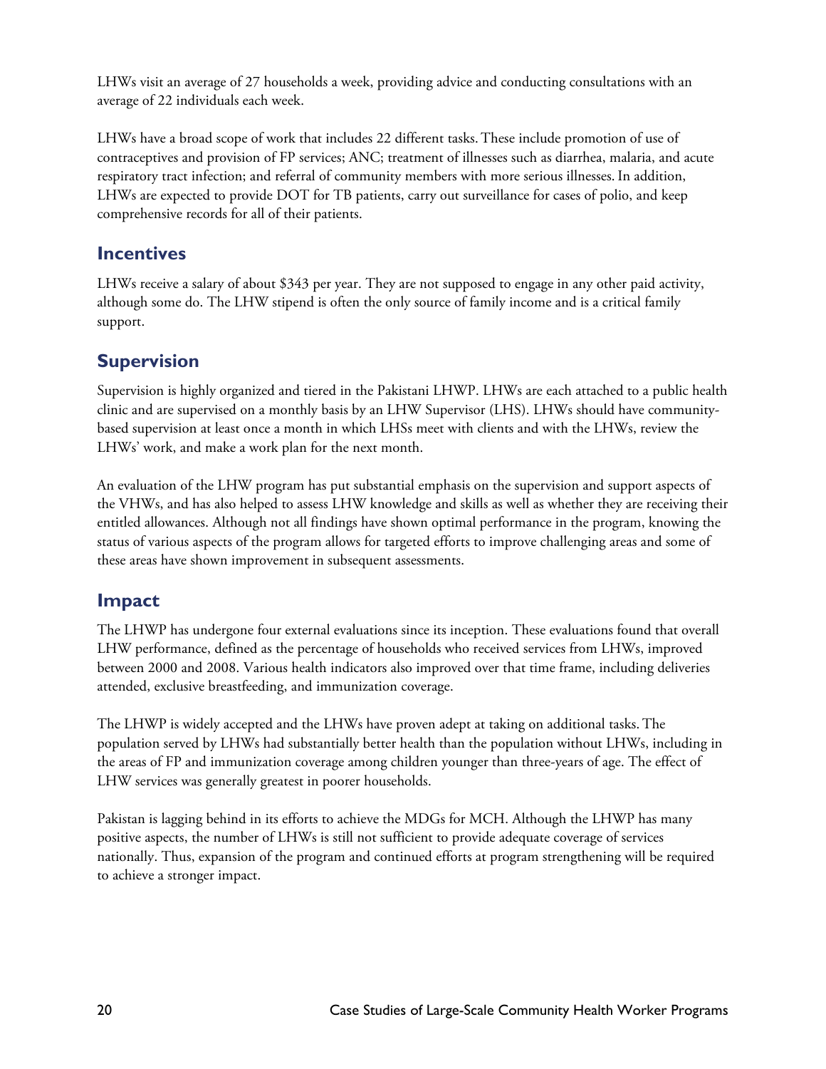LHWs visit an average of 27 households a week, providing advice and conducting consultations with an average of 22 individuals each week.

LHWs have a broad scope of work that includes 22 different tasks. These include promotion of use of contraceptives and provision of FP services; ANC; treatment of illnesses such as diarrhea, malaria, and acute respiratory tract infection; and referral of community members with more serious illnesses. In addition, LHWs are expected to provide DOT for TB patients, carry out surveillance for cases of polio, and keep comprehensive records for all of their patients.

## Incentives

LHWs receive a salary of about $343 per year. They are not supposed to engage in any other paid activity, although some do. The LHW stipend is often the only source of family income and is a critical family support.

## Supervision

Supervision is highly organized and tiered in the Pakistani LHWP. LHWs are each attached to a public health clinic and are supervised on a monthly basis by an LHW Supervisor (LHS). LHWs should have community-based supervision at least once a month in which LHSs meet with clients and with the LHWs, review the LHWs' work, and make a work plan for the next month.

An evaluation of the LHW program has put substantial emphasis on the supervision and support aspects of the VHWs, and has also helped to assess LHW knowledge and skills as well as whether they are receiving their entitled allowances. Although not all findings have shown optimal performance in the program, knowing the status of various aspects of the program allows for targeted efforts to improve challenging areas and some of these areas have shown improvement in subsequent assessments.

## Impact

The LHWP has undergone four external evaluations since its inception. These evaluations found that overall LHW performance, defined as the percentage of households who received services from LHWs, improved between 2000 and 2008. Various health indicators also improved over that time frame, including deliveries attended, exclusive breastfeeding, and immunization coverage.

The LHWP is widely accepted and the LHWs have proven adept at taking on additional tasks. The population served by LHWs had substantially better health than the population without LHWs, including in the areas of FP and immunization coverage among children younger than three-years of age. The effect of LHW services was generally greatest in poorer households.

Pakistan is lagging behind in its efforts to achieve the MDGs for MCH. Although the LHWP has many positive aspects, the number of LHWs is still not sufficient to provide adequate coverage of services nationally. Thus, expansion of the program and continued efforts at program strengthening will be required to achieve a stronger impact.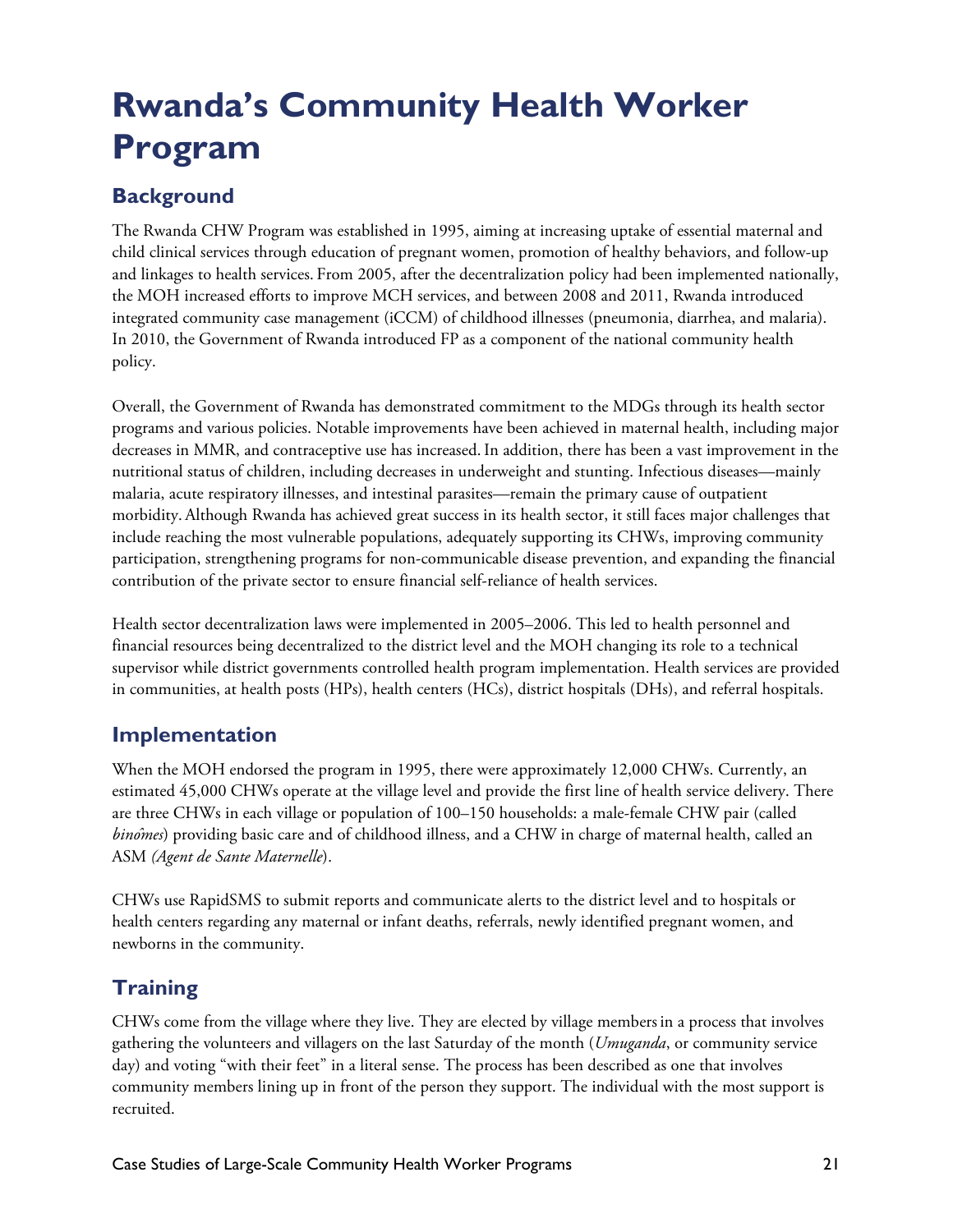# Rwanda's Community Health Worker Program

## Background

The Rwanda CHW Program was established in 1995, aiming at increasing uptake of essential maternal and child clinical services through education of pregnant women, promotion of healthy behaviors, and follow-up and linkages to health services. From 2005, after the decentralization policy had been implemented nationally, the MOH increased efforts to improve MCH services, and between 2008 and 2011, Rwanda introduced integrated community case management (iCCM) of childhood illnesses (pneumonia, diarrhea, and malaria). In 2010, the Government of Rwanda introduced FP as a component of the national community health policy.

Overall, the Government of Rwanda has demonstrated commitment to the MDGs through its health sector programs and various policies. Notable improvements have been achieved in maternal health, including major decreases in MMR, and contraceptive use has increased. In addition, there has been a vast improvement in the nutritional status of children, including decreases in underweight and stunting. Infectious diseases—mainly malaria, acute respiratory illnesses, and intestinal parasites—remain the primary cause of outpatient morbidity. Although Rwanda has achieved great success in its health sector, it still faces major challenges that include reaching the most vulnerable populations, adequately supporting its CHWs, improving community participation, strengthening programs for non-communicable disease prevention, and expanding the financial contribution of the private sector to ensure financial self-reliance of health services.

Health sector decentralization laws were implemented in 2005–2006. This led to health personnel and financial resources being decentralized to the district level and the MOH changing its role to a technical supervisor while district governments controlled health program implementation. Health services are provided in communities, at health posts (HPs), health centers (HCs), district hospitals (DHs), and referral hospitals.

## Implementation

When the MOH endorsed the program in 1995, there were approximately 12,000 CHWs. Currently, an estimated 45,000 CHWs operate at the village level and provide the first line of health service delivery. There are three CHWs in each village or population of 100–150 households: a male-female CHW pair (called *binômes*) providing basic care and of childhood illness, and a CHW in charge of maternal health, called an ASM *(Agent de Sante Maternelle*).

CHWs use RapidSMS to submit reports and communicate alerts to the district level and to hospitals or health centers regarding any maternal or infant deaths, referrals, newly identified pregnant women, and newborns in the community.

## Training

CHWs come from the village where they live. They are elected by village members in a process that involves gathering the volunteers and villagers on the last Saturday of the month (*Umuganda*, or community service day) and voting "with their feet" in a literal sense. The process has been described as one that involves community members lining up in front of the person they support. The individual with the most support is recruited.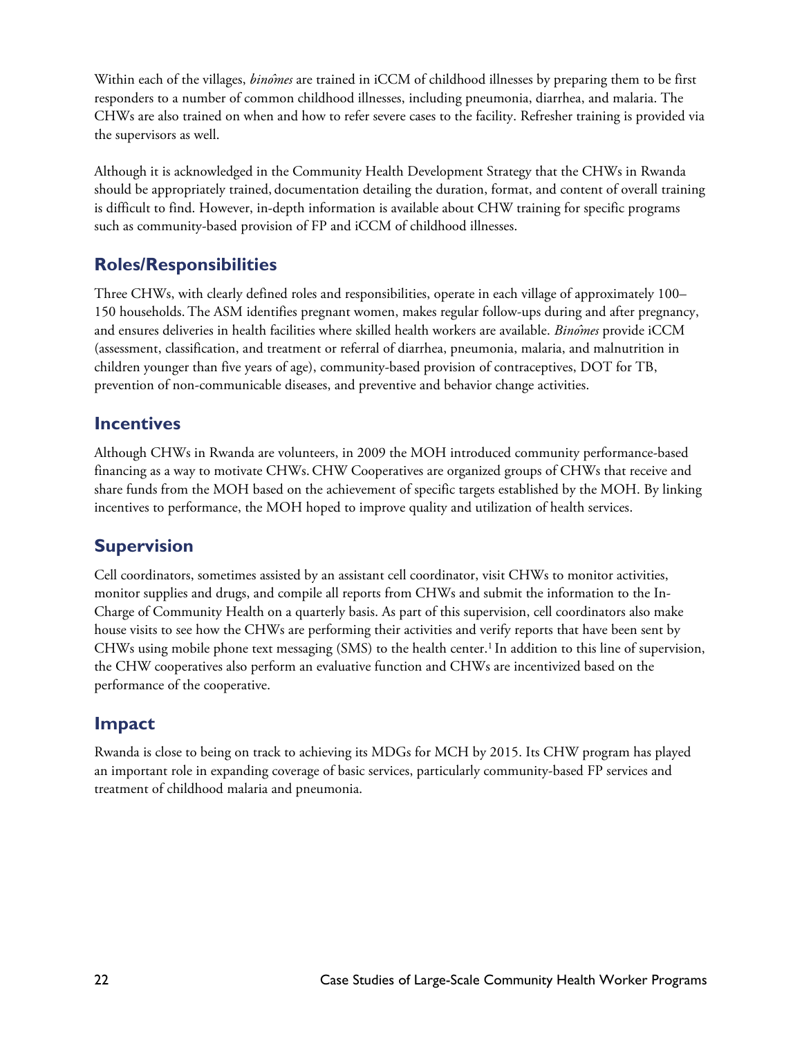Within each of the villages, *binômes* are trained in iCCM of childhood illnesses by preparing them to be first responders to a number of common childhood illnesses, including pneumonia, diarrhea, and malaria. The CHWs are also trained on when and how to refer severe cases to the facility. Refresher training is provided via the supervisors as well.

Although it is acknowledged in the Community Health Development Strategy that the CHWs in Rwanda should be appropriately trained, documentation detailing the duration, format, and content of overall training is difficult to find. However, in-depth information is available about CHW training for specific programs such as community-based provision of FP and iCCM of childhood illnesses.

## Roles/Responsibilities

Three CHWs, with clearly defined roles and responsibilities, operate in each village of approximately 100–150 households. The ASM identifies pregnant women, makes regular follow-ups during and after pregnancy, and ensures deliveries in health facilities where skilled health workers are available. *Binômes* provide iCCM (assessment, classification, and treatment or referral of diarrhea, pneumonia, malaria, and malnutrition in children younger than five years of age), community-based provision of contraceptives, DOT for TB, prevention of non-communicable diseases, and preventive and behavior change activities.

## Incentives

Although CHWs in Rwanda are volunteers, in 2009 the MOH introduced community performance-based financing as a way to motivate CHWs. CHW Cooperatives are organized groups of CHWs that receive and share funds from the MOH based on the achievement of specific targets established by the MOH. By linking incentives to performance, the MOH hoped to improve quality and utilization of health services.

## Supervision

Cell coordinators, sometimes assisted by an assistant cell coordinator, visit CHWs to monitor activities, monitor supplies and drugs, and compile all reports from CHWs and submit the information to the In-Charge of Community Health on a quarterly basis. As part of this supervision, cell coordinators also make house visits to see how the CHWs are performing their activities and verify reports that have been sent by CHWs using mobile phone text messaging (SMS) to the health center.[1] In addition to this line of supervision, the CHW cooperatives also perform an evaluative function and CHWs are incentivized based on the performance of the cooperative.

## Impact

Rwanda is close to being on track to achieving its MDGs for MCH by 2015. Its CHW program has played an important role in expanding coverage of basic services, particularly community-based FP services and treatment of childhood malaria and pneumonia.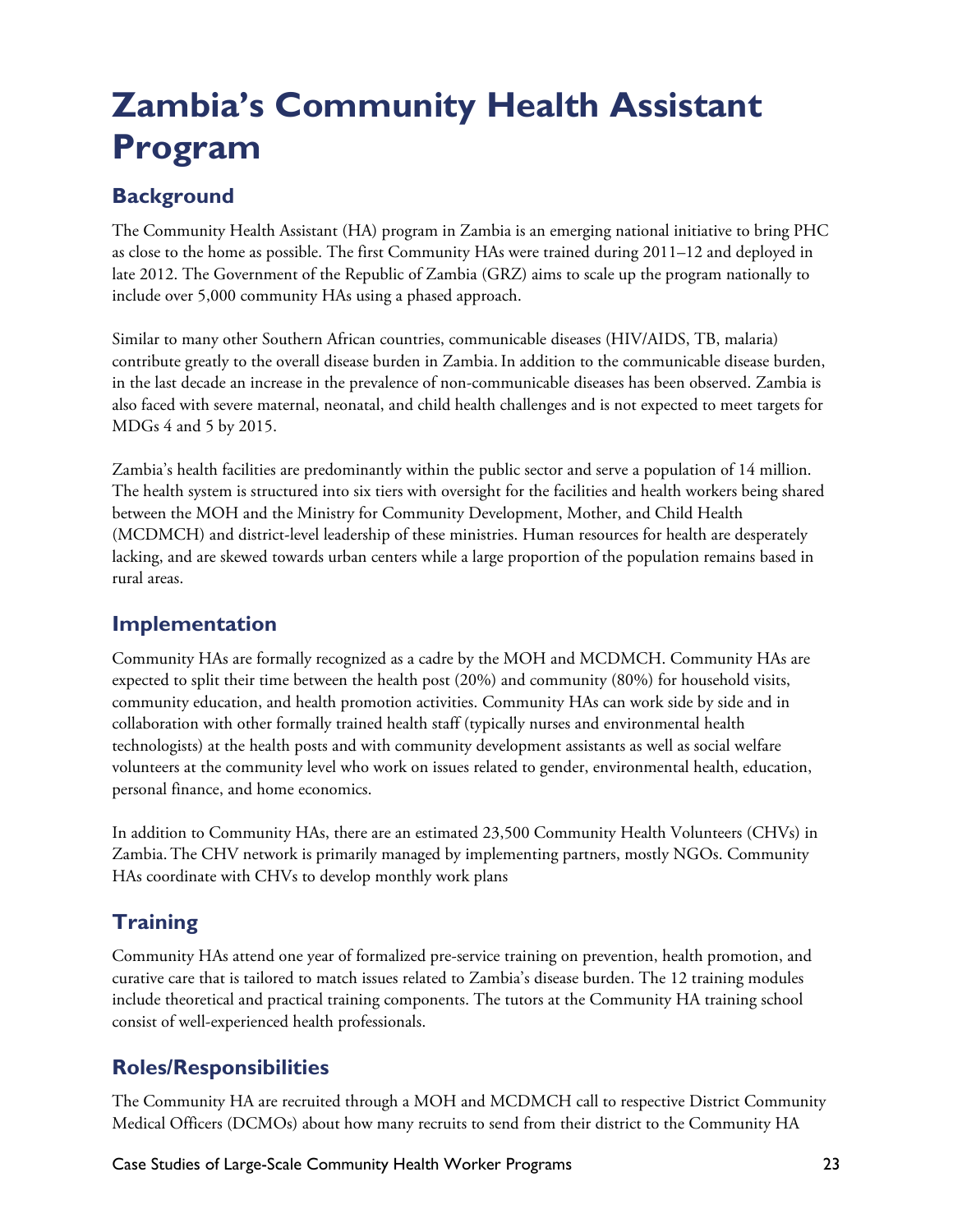# Zambia's Community Health Assistant Program

## Background

The Community Health Assistant (HA) program in Zambia is an emerging national initiative to bring PHC as close to the home as possible. The first Community HAs were trained during 2011–12 and deployed in late 2012. The Government of the Republic of Zambia (GRZ) aims to scale up the program nationally to include over 5,000 community HAs using a phased approach.

Similar to many other Southern African countries, communicable diseases (HIV/AIDS, TB, malaria) contribute greatly to the overall disease burden in Zambia. In addition to the communicable disease burden, in the last decade an increase in the prevalence of non-communicable diseases has been observed. Zambia is also faced with severe maternal, neonatal, and child health challenges and is not expected to meet targets for MDGs 4 and 5 by 2015.

Zambia's health facilities are predominantly within the public sector and serve a population of 14 million. The health system is structured into six tiers with oversight for the facilities and health workers being shared between the MOH and the Ministry for Community Development, Mother, and Child Health (MCDMCH) and district-level leadership of these ministries. Human resources for health are desperately lacking, and are skewed towards urban centers while a large proportion of the population remains based in rural areas.

## Implementation

Community HAs are formally recognized as a cadre by the MOH and MCDMCH. Community HAs are expected to split their time between the health post (20%) and community (80%) for household visits, community education, and health promotion activities. Community HAs can work side by side and in collaboration with other formally trained health staff (typically nurses and environmental health technologists) at the health posts and with community development assistants as well as social welfare volunteers at the community level who work on issues related to gender, environmental health, education, personal finance, and home economics.

In addition to Community HAs, there are an estimated 23,500 Community Health Volunteers (CHVs) in Zambia. The CHV network is primarily managed by implementing partners, mostly NGOs. Community HAs coordinate with CHVs to develop monthly work plans

## Training

Community HAs attend one year of formalized pre-service training on prevention, health promotion, and curative care that is tailored to match issues related to Zambia's disease burden. The 12 training modules include theoretical and practical training components. The tutors at the Community HA training school consist of well-experienced health professionals.

## Roles/Responsibilities

The Community HA are recruited through a MOH and MCDMCH call to respective District Community Medical Officers (DCMOs) about how many recruits to send from their district to the Community HA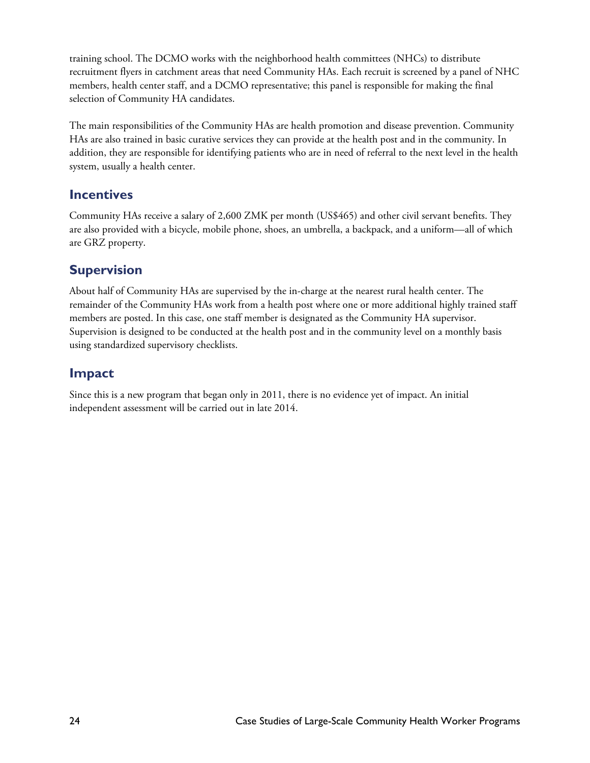training school. The DCMO works with the neighborhood health committees (NHCs) to distribute recruitment flyers in catchment areas that need Community HAs. Each recruit is screened by a panel of NHC members, health center staff, and a DCMO representative; this panel is responsible for making the final selection of Community HA candidates.

The main responsibilities of the Community HAs are health promotion and disease prevention. Community HAs are also trained in basic curative services they can provide at the health post and in the community. In addition, they are responsible for identifying patients who are in need of referral to the next level in the health system, usually a health center.

## Incentives

Community HAs receive a salary of 2,600 ZMK per month (US$465) and other civil servant benefits. They are also provided with a bicycle, mobile phone, shoes, an umbrella, a backpack, and a uniform—all of which are GRZ property.

## Supervision

About half of Community HAs are supervised by the in-charge at the nearest rural health center. The remainder of the Community HAs work from a health post where one or more additional highly trained staff members are posted. In this case, one staff member is designated as the Community HA supervisor. Supervision is designed to be conducted at the health post and in the community level on a monthly basis using standardized supervisory checklists.

## Impact

Since this is a new program that began only in 2011, there is no evidence yet of impact. An initial independent assessment will be carried out in late 2014.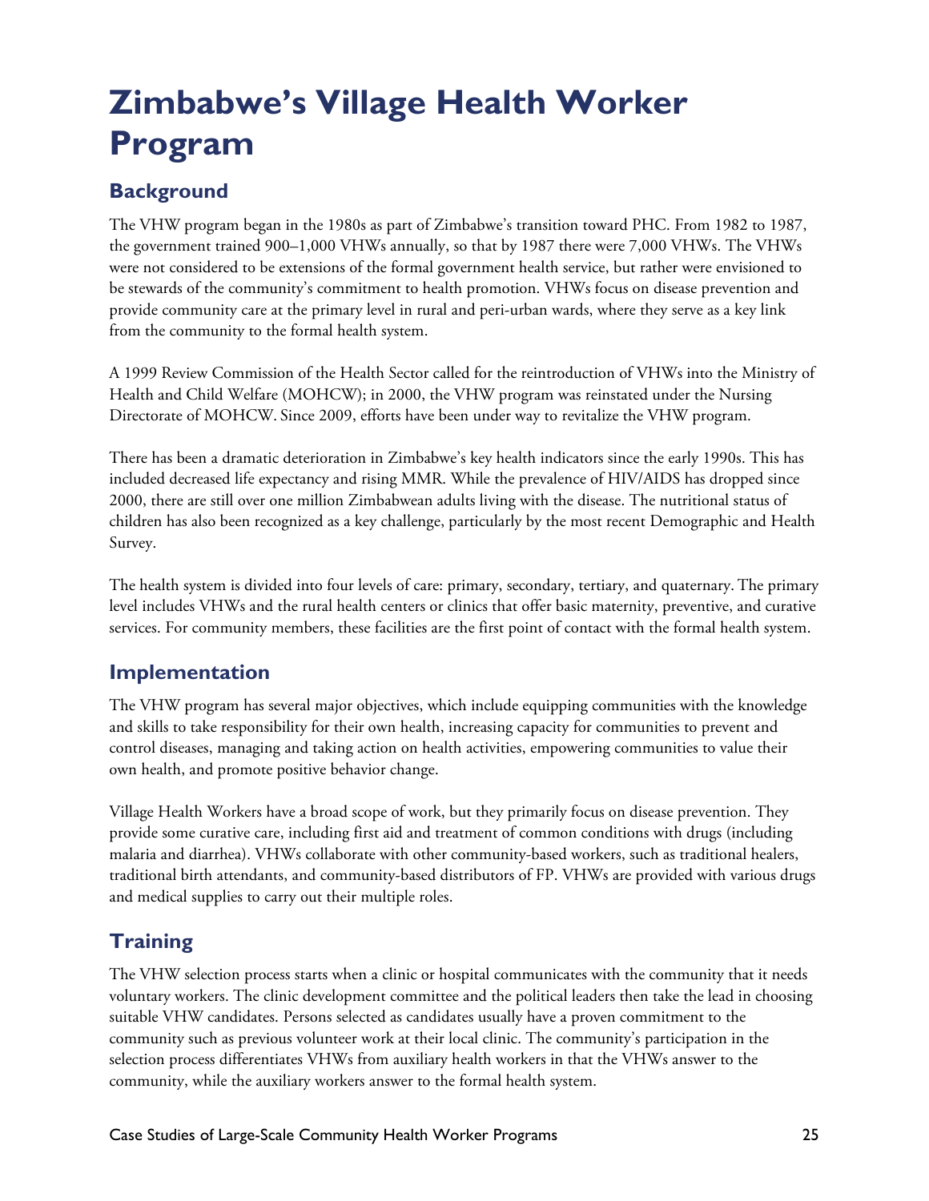# Zimbabwe's Village Health Worker Program

## Background

The VHW program began in the 1980s as part of Zimbabwe's transition toward PHC. From 1982 to 1987, the government trained 900–1,000 VHWs annually, so that by 1987 there were 7,000 VHWs. The VHWs were not considered to be extensions of the formal government health service, but rather were envisioned to be stewards of the community's commitment to health promotion. VHWs focus on disease prevention and provide community care at the primary level in rural and peri-urban wards, where they serve as a key link from the community to the formal health system.

A 1999 Review Commission of the Health Sector called for the reintroduction of VHWs into the Ministry of Health and Child Welfare (MOHCW); in 2000, the VHW program was reinstated under the Nursing Directorate of MOHCW. Since 2009, efforts have been under way to revitalize the VHW program.

There has been a dramatic deterioration in Zimbabwe's key health indicators since the early 1990s. This has included decreased life expectancy and rising MMR. While the prevalence of HIV/AIDS has dropped since 2000, there are still over one million Zimbabwean adults living with the disease. The nutritional status of children has also been recognized as a key challenge, particularly by the most recent Demographic and Health Survey.

The health system is divided into four levels of care: primary, secondary, tertiary, and quaternary. The primary level includes VHWs and the rural health centers or clinics that offer basic maternity, preventive, and curative services. For community members, these facilities are the first point of contact with the formal health system.

## Implementation

The VHW program has several major objectives, which include equipping communities with the knowledge and skills to take responsibility for their own health, increasing capacity for communities to prevent and control diseases, managing and taking action on health activities, empowering communities to value their own health, and promote positive behavior change.

Village Health Workers have a broad scope of work, but they primarily focus on disease prevention. They provide some curative care, including first aid and treatment of common conditions with drugs (including malaria and diarrhea). VHWs collaborate with other community-based workers, such as traditional healers, traditional birth attendants, and community-based distributors of FP. VHWs are provided with various drugs and medical supplies to carry out their multiple roles.

## Training

The VHW selection process starts when a clinic or hospital communicates with the community that it needs voluntary workers. The clinic development committee and the political leaders then take the lead in choosing suitable VHW candidates. Persons selected as candidates usually have a proven commitment to the community such as previous volunteer work at their local clinic. The community's participation in the selection process differentiates VHWs from auxiliary health workers in that the VHWs answer to the community, while the auxiliary workers answer to the formal health system.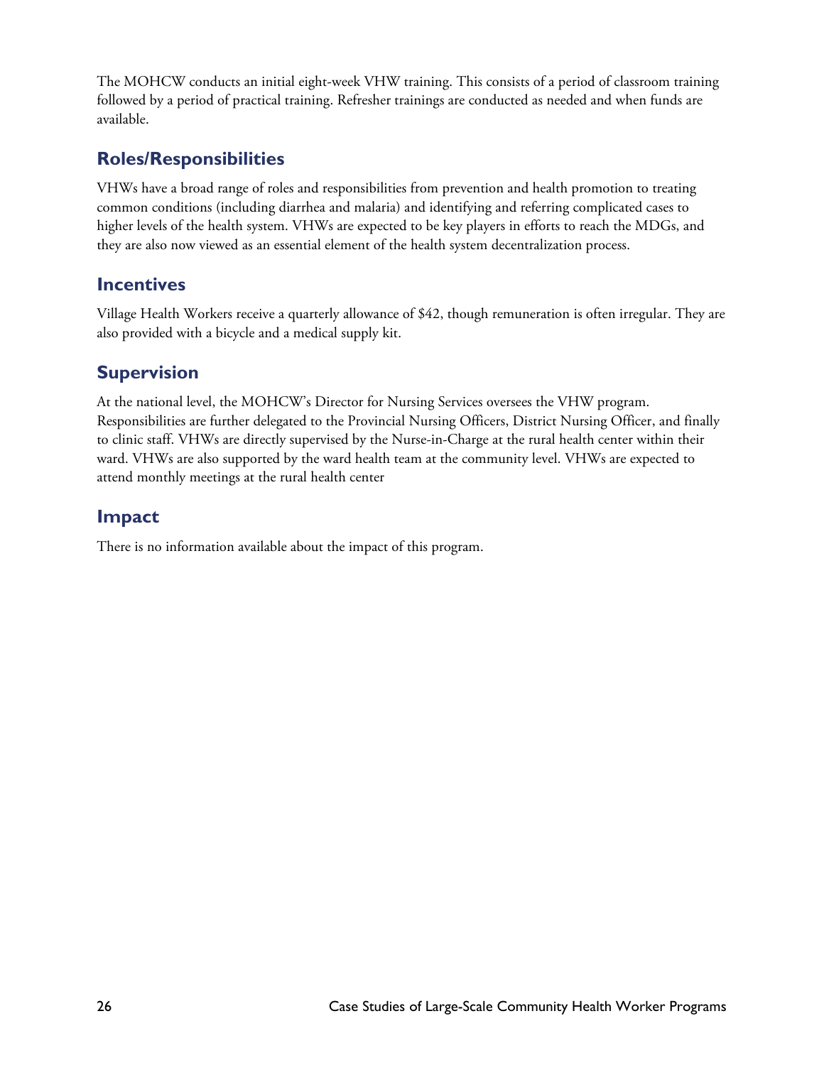The MOHCW conducts an initial eight-week VHW training. This consists of a period of classroom training followed by a period of practical training. Refresher trainings are conducted as needed and when funds are available.

## Roles/Responsibilities

VHWs have a broad range of roles and responsibilities from prevention and health promotion to treating common conditions (including diarrhea and malaria) and identifying and referring complicated cases to higher levels of the health system. VHWs are expected to be key players in efforts to reach the MDGs, and they are also now viewed as an essential element of the health system decentralization process.

## Incentives

Village Health Workers receive a quarterly allowance of $42, though remuneration is often irregular. They are also provided with a bicycle and a medical supply kit.

## Supervision

At the national level, the MOHCW's Director for Nursing Services oversees the VHW program. Responsibilities are further delegated to the Provincial Nursing Officers, District Nursing Officer, and finally to clinic staff. VHWs are directly supervised by the Nurse-in-Charge at the rural health center within their ward. VHWs are also supported by the ward health team at the community level. VHWs are expected to attend monthly meetings at the rural health center

## Impact

There is no information available about the impact of this program.